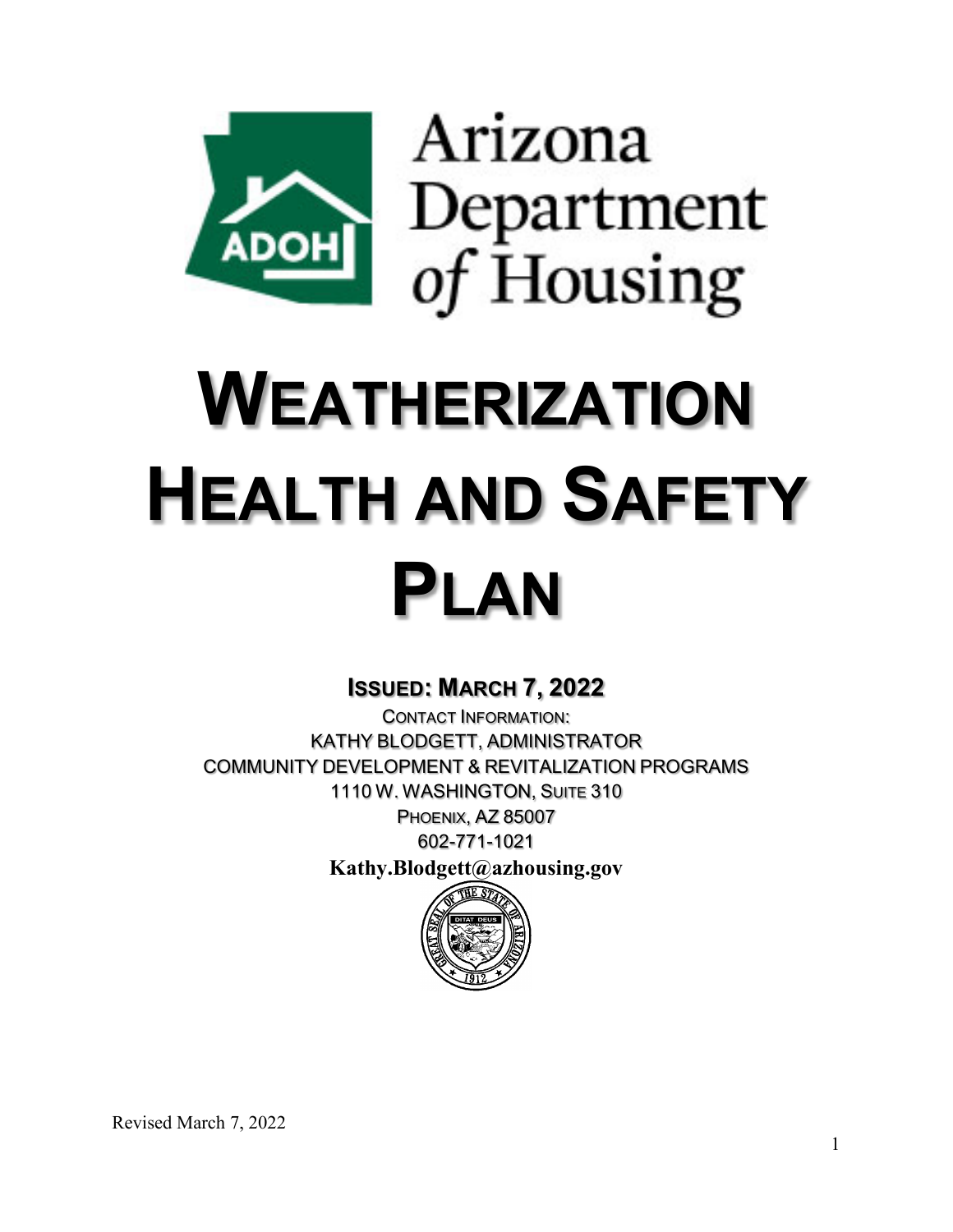Arizona Department of Housing

# WEATHERIZATION HEALTH AND SAFETY PLAN

**ISSUED: MARCH 7, 2022**

CONTACT INFORMATION:
KATHY BLODGETT, ADMINISTRATOR
COMMUNITY DEVELOPMENT & REVITALIZATION PROGRAMS
1110 W. WASHINGTON, SUITE 310
PHOENIX, AZ 85007
602-771-1021
**Kathy.Blodgett@azhousing.gov**

Revised March 7, 2022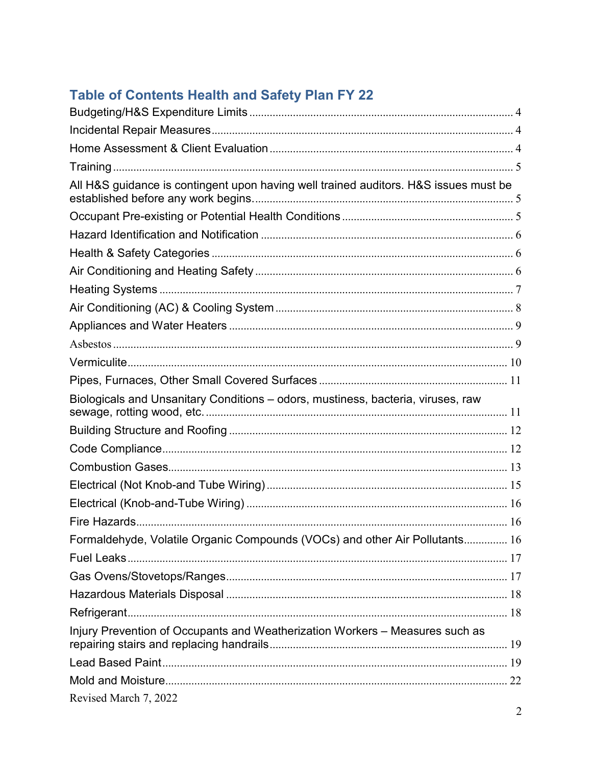## Table of Contents Health and Safety Plan FY 22

Budgeting/H&S Expenditure Limits ........................................................................ 4

Incidental Repair Measures ..................................................................................... 4

Home Assessment & Client Evaluation .................................................................. 4

Training .................................................................................................................... 5

All H&S guidance is contingent upon having well trained auditors. H&S issues must be established before any work begins. ................................................................................ 5

Occupant Pre-existing or Potential Health Conditions .......................................... 5

Hazard Identification and Notification ..................................................................... 6

Health & Safety Categories ...................................................................................... 6

Air Conditioning and Heating Safety ....................................................................... 6

Heating Systems ...................................................................................................... 7

Air Conditioning (AC) & Cooling System ................................................................ 8

Appliances and Water Heaters ................................................................................. 9

Asbestos ................................................................................................................... 9

Vermiculite ............................................................................................................... 10

Pipes, Furnaces, Other Small Covered Surfaces ................................................... 11

Biologicals and Unsanitary Conditions – odors, mustiness, bacteria, viruses, raw sewage, rotting wood, etc. ....................................................................................... 11

Building Structure and Roofing .............................................................................. 12

Code Compliance .................................................................................................... 12

Combustion Gases ................................................................................................... 13

Electrical (Not Knob-and Tube Wiring) .................................................................. 15

Electrical (Knob-and-Tube Wiring) ........................................................................ 16

Fire Hazards ............................................................................................................. 16

Formaldehyde, Volatile Organic Compounds (VOCs) and other Air Pollutants ........ 16

Fuel Leaks ................................................................................................................ 17

Gas Ovens/Stovetops/Ranges ................................................................................. 17

Hazardous Materials Disposal ................................................................................ 18

Refrigerant ............................................................................................................... 18

Injury Prevention of Occupants and Weatherization Workers – Measures such as repairing stairs and replacing handrails .............................................................................. 19

Lead Based Paint ..................................................................................................... 19

Mold and Moisture ................................................................................................... 22

Revised March 7, 2022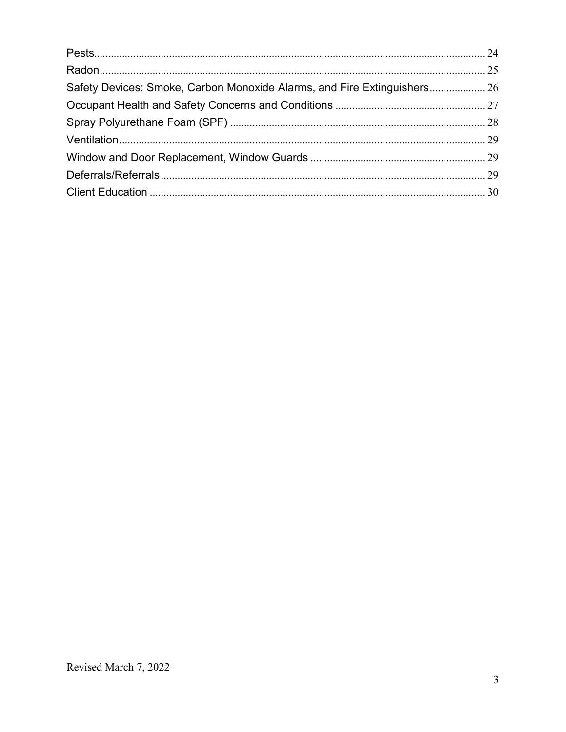Pests ........................................................................................................................ 24
Radon ....................................................................................................................... 25
Safety Devices: Smoke, Carbon Monoxide Alarms, and Fire Extinguishers .................... 26
Occupant Health and Safety Concerns and Conditions ...................................................... 27
Spray Polyurethane Foam (SPF) ............................................................................................ 28
Ventilation ................................................................................................................................ 29
Window and Door Replacement, Window Guards ............................................................... 29
Deferrals/Referrals ................................................................................................................... 29
Client Education ...................................................................................................................... 30

Revised March 7, 2022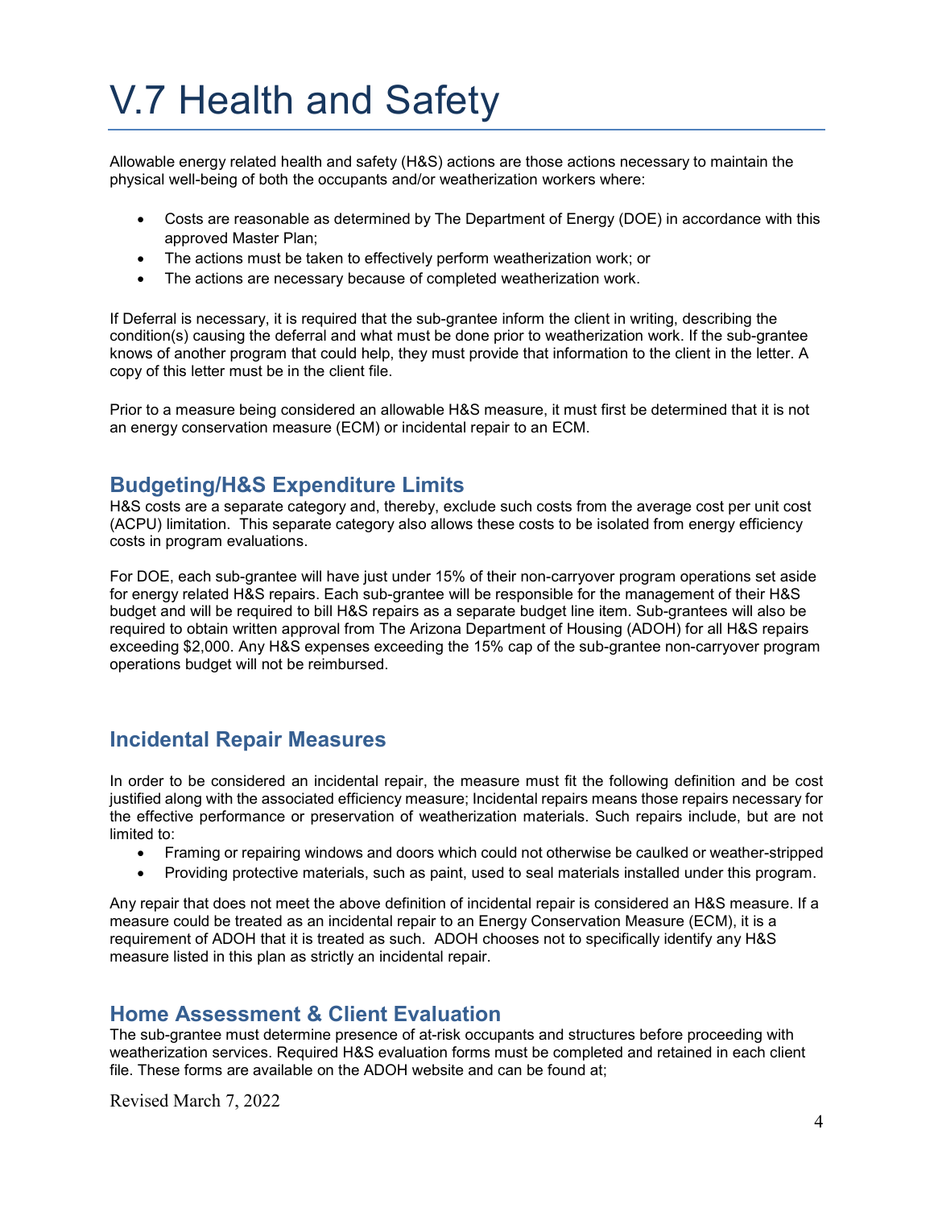# V.7 Health and Safety

Allowable energy related health and safety (H&S) actions are those actions necessary to maintain the physical well-being of both the occupants and/or weatherization workers where:

- Costs are reasonable as determined by The Department of Energy (DOE) in accordance with this approved Master Plan;
- The actions must be taken to effectively perform weatherization work; or
- The actions are necessary because of completed weatherization work.

If Deferral is necessary, it is required that the sub-grantee inform the client in writing, describing the condition(s) causing the deferral and what must be done prior to weatherization work. If the sub-grantee knows of another program that could help, they must provide that information to the client in the letter. A copy of this letter must be in the client file.

Prior to a measure being considered an allowable H&S measure, it must first be determined that it is not an energy conservation measure (ECM) or incidental repair to an ECM.

## Budgeting/H&S Expenditure Limits

H&S costs are a separate category and, thereby, exclude such costs from the average cost per unit cost (ACPU) limitation. This separate category also allows these costs to be isolated from energy efficiency costs in program evaluations.

For DOE, each sub-grantee will have just under 15% of their non-carryover program operations set aside for energy related H&S repairs. Each sub-grantee will be responsible for the management of their H&S budget and will be required to bill H&S repairs as a separate budget line item. Sub-grantees will also be required to obtain written approval from The Arizona Department of Housing (ADOH) for all H&S repairs exceeding $2,000. Any H&S expenses exceeding the 15% cap of the sub-grantee non-carryover program operations budget will not be reimbursed.

## Incidental Repair Measures

In order to be considered an incidental repair, the measure must fit the following definition and be cost justified along with the associated efficiency measure; Incidental repairs means those repairs necessary for the effective performance or preservation of weatherization materials. Such repairs include, but are not limited to:

- Framing or repairing windows and doors which could not otherwise be caulked or weather-stripped
- Providing protective materials, such as paint, used to seal materials installed under this program.

Any repair that does not meet the above definition of incidental repair is considered an H&S measure. If a measure could be treated as an incidental repair to an Energy Conservation Measure (ECM), it is a requirement of ADOH that it is treated as such. ADOH chooses not to specifically identify any H&S measure listed in this plan as strictly an incidental repair.

## Home Assessment & Client Evaluation

The sub-grantee must determine presence of at-risk occupants and structures before proceeding with weatherization services. Required H&S evaluation forms must be completed and retained in each client file. These forms are available on the ADOH website and can be found at;

Revised March 7, 2022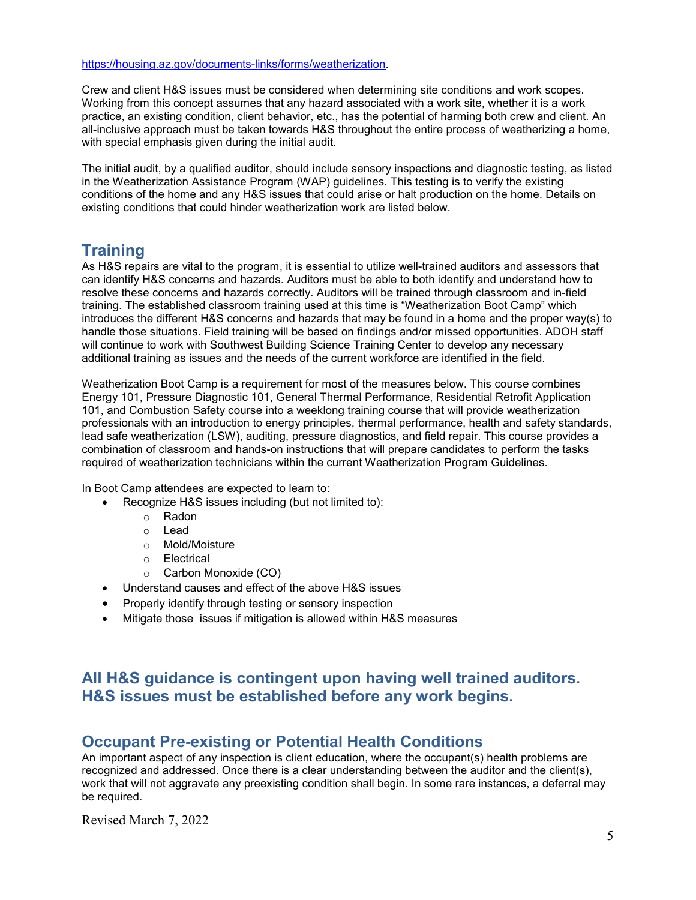https://housing.az.gov/documents-links/forms/weatherization.

Crew and client H&S issues must be considered when determining site conditions and work scopes. Working from this concept assumes that any hazard associated with a work site, whether it is a work practice, an existing condition, client behavior, etc., has the potential of harming both crew and client. An all-inclusive approach must be taken towards H&S throughout the entire process of weatherizing a home, with special emphasis given during the initial audit.

The initial audit, by a qualified auditor, should include sensory inspections and diagnostic testing, as listed in the Weatherization Assistance Program (WAP) guidelines. This testing is to verify the existing conditions of the home and any H&S issues that could arise or halt production on the home. Details on existing conditions that could hinder weatherization work are listed below.

## Training

As H&S repairs are vital to the program, it is essential to utilize well-trained auditors and assessors that can identify H&S concerns and hazards. Auditors must be able to both identify and understand how to resolve these concerns and hazards correctly. Auditors will be trained through classroom and in-field training. The established classroom training used at this time is "Weatherization Boot Camp" which introduces the different H&S concerns and hazards that may be found in a home and the proper way(s) to handle those situations. Field training will be based on findings and/or missed opportunities. ADOH staff will continue to work with Southwest Building Science Training Center to develop any necessary additional training as issues and the needs of the current workforce are identified in the field.

Weatherization Boot Camp is a requirement for most of the measures below. This course combines Energy 101, Pressure Diagnostic 101, General Thermal Performance, Residential Retrofit Application 101, and Combustion Safety course into a weeklong training course that will provide weatherization professionals with an introduction to energy principles, thermal performance, health and safety standards, lead safe weatherization (LSW), auditing, pressure diagnostics, and field repair. This course provides a combination of classroom and hands-on instructions that will prepare candidates to perform the tasks required of weatherization technicians within the current Weatherization Program Guidelines.

In Boot Camp attendees are expected to learn to:

- Recognize H&S issues including (but not limited to):
  - Radon
  - Lead
  - Mold/Moisture
  - Electrical
  - Carbon Monoxide (CO)
- Understand causes and effect of the above H&S issues
- Properly identify through testing or sensory inspection
- Mitigate those issues if mitigation is allowed within H&S measures

## All H&S guidance is contingent upon having well trained auditors. H&S issues must be established before any work begins.

## Occupant Pre-existing or Potential Health Conditions

An important aspect of any inspection is client education, where the occupant(s) health problems are recognized and addressed. Once there is a clear understanding between the auditor and the client(s), work that will not aggravate any preexisting condition shall begin. In some rare instances, a deferral may be required.

Revised March 7, 2022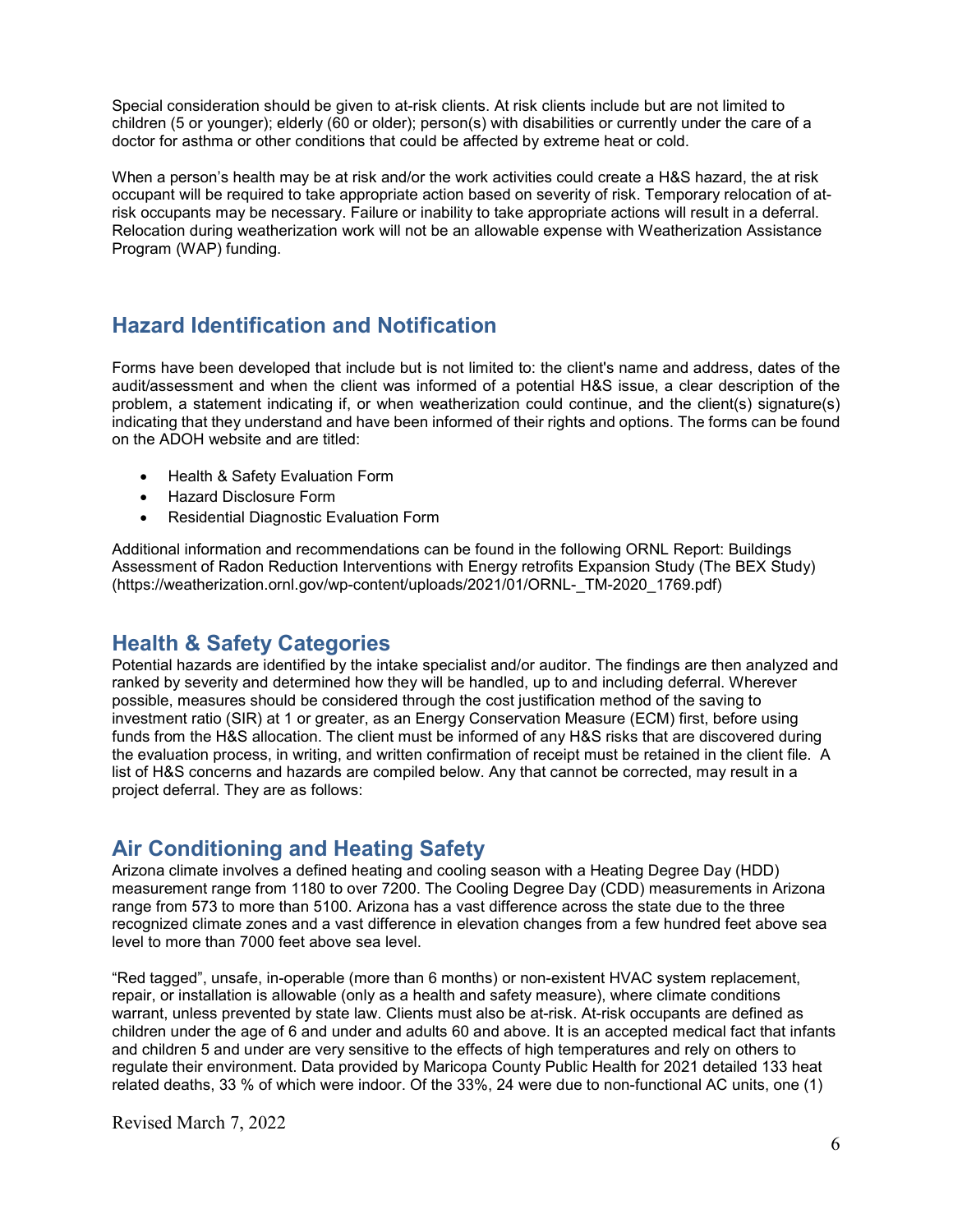Special consideration should be given to at-risk clients. At risk clients include but are not limited to children (5 or younger); elderly (60 or older); person(s) with disabilities or currently under the care of a doctor for asthma or other conditions that could be affected by extreme heat or cold.

When a person's health may be at risk and/or the work activities could create a H&S hazard, the at risk occupant will be required to take appropriate action based on severity of risk. Temporary relocation of at-risk occupants may be necessary. Failure or inability to take appropriate actions will result in a deferral. Relocation during weatherization work will not be an allowable expense with Weatherization Assistance Program (WAP) funding.

## Hazard Identification and Notification

Forms have been developed that include but is not limited to: the client's name and address, dates of the audit/assessment and when the client was informed of a potential H&S issue, a clear description of the problem, a statement indicating if, or when weatherization could continue, and the client(s) signature(s) indicating that they understand and have been informed of their rights and options. The forms can be found on the ADOH website and are titled:

- Health & Safety Evaluation Form
- Hazard Disclosure Form
- Residential Diagnostic Evaluation Form

Additional information and recommendations can be found in the following ORNL Report: Buildings Assessment of Radon Reduction Interventions with Energy retrofits Expansion Study (The BEX Study) (https://weatherization.ornl.gov/wp-content/uploads/2021/01/ORNL-_TM-2020_1769.pdf)

## Health & Safety Categories

Potential hazards are identified by the intake specialist and/or auditor. The findings are then analyzed and ranked by severity and determined how they will be handled, up to and including deferral. Wherever possible, measures should be considered through the cost justification method of the saving to investment ratio (SIR) at 1 or greater, as an Energy Conservation Measure (ECM) first, before using funds from the H&S allocation. The client must be informed of any H&S risks that are discovered during the evaluation process, in writing, and written confirmation of receipt must be retained in the client file. A list of H&S concerns and hazards are compiled below. Any that cannot be corrected, may result in a project deferral. They are as follows:

## Air Conditioning and Heating Safety

Arizona climate involves a defined heating and cooling season with a Heating Degree Day (HDD) measurement range from 1180 to over 7200. The Cooling Degree Day (CDD) measurements in Arizona range from 573 to more than 5100. Arizona has a vast difference across the state due to the three recognized climate zones and a vast difference in elevation changes from a few hundred feet above sea level to more than 7000 feet above sea level.

"Red tagged", unsafe, in-operable (more than 6 months) or non-existent HVAC system replacement, repair, or installation is allowable (only as a health and safety measure), where climate conditions warrant, unless prevented by state law. Clients must also be at-risk. At-risk occupants are defined as children under the age of 6 and under and adults 60 and above. It is an accepted medical fact that infants and children 5 and under are very sensitive to the effects of high temperatures and rely on others to regulate their environment. Data provided by Maricopa County Public Health for 2021 detailed 133 heat related deaths, 33 % of which were indoor. Of the 33%, 24 were due to non-functional AC units, one (1)

Revised March 7, 2022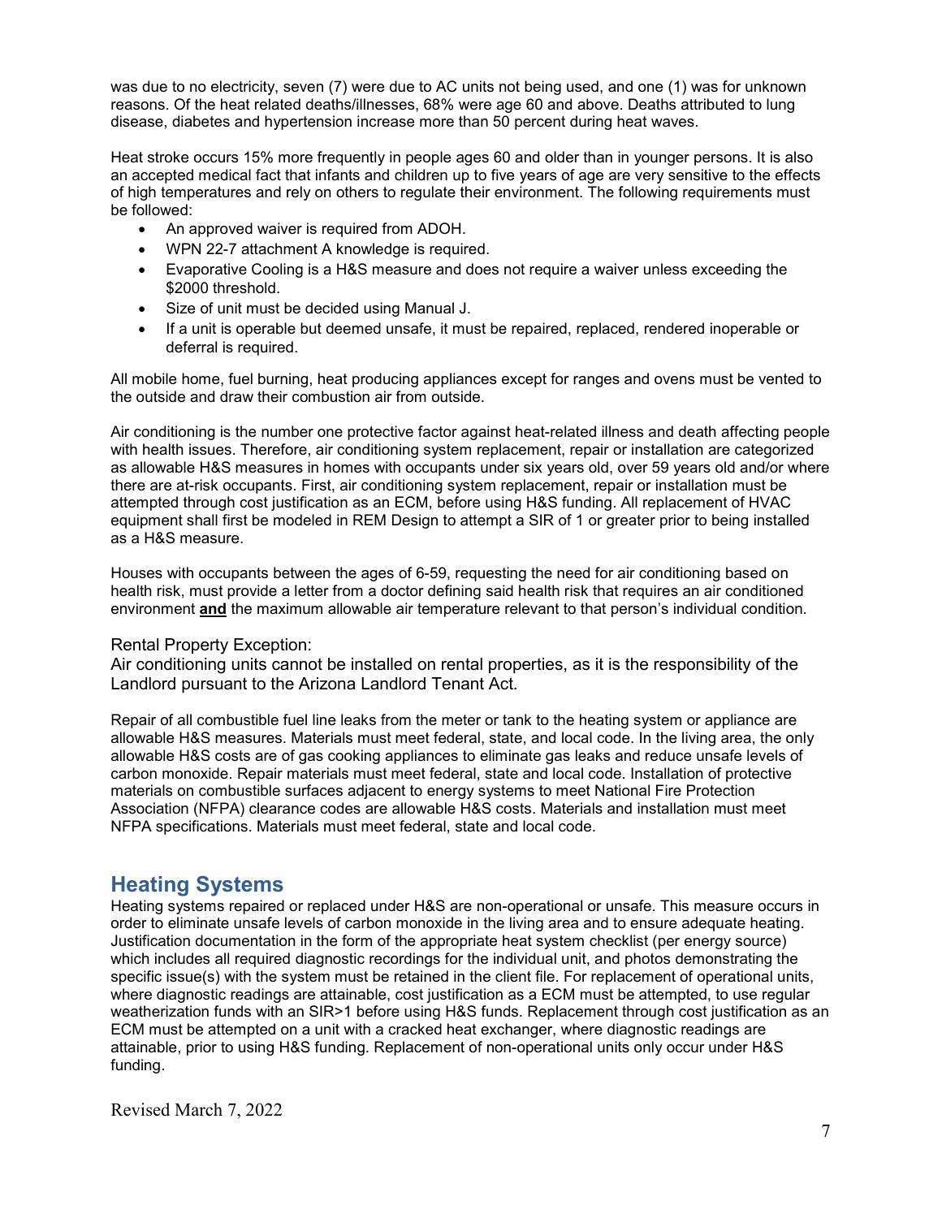was due to no electricity, seven (7) were due to AC units not being used, and one (1) was for unknown reasons. Of the heat related deaths/illnesses, 68% were age 60 and above. Deaths attributed to lung disease, diabetes and hypertension increase more than 50 percent during heat waves.

Heat stroke occurs 15% more frequently in people ages 60 and older than in younger persons. It is also an accepted medical fact that infants and children up to five years of age are very sensitive to the effects of high temperatures and rely on others to regulate their environment. The following requirements must be followed:

- An approved waiver is required from ADOH.
- WPN 22-7 attachment A knowledge is required.
- Evaporative Cooling is a H&S measure and does not require a waiver unless exceeding the $2000 threshold.
- Size of unit must be decided using Manual J.
- If a unit is operable but deemed unsafe, it must be repaired, replaced, rendered inoperable or deferral is required.

All mobile home, fuel burning, heat producing appliances except for ranges and ovens must be vented to the outside and draw their combustion air from outside.

Air conditioning is the number one protective factor against heat-related illness and death affecting people with health issues. Therefore, air conditioning system replacement, repair or installation are categorized as allowable H&S measures in homes with occupants under six years old, over 59 years old and/or where there are at-risk occupants. First, air conditioning system replacement, repair or installation must be attempted through cost justification as an ECM, before using H&S funding. All replacement of HVAC equipment shall first be modeled in REM Design to attempt a SIR of 1 or greater prior to being installed as a H&S measure.

Houses with occupants between the ages of 6-59, requesting the need for air conditioning based on health risk, must provide a letter from a doctor defining said health risk that requires an air conditioned environment **and** the maximum allowable air temperature relevant to that person's individual condition.

Rental Property Exception:

Air conditioning units cannot be installed on rental properties, as it is the responsibility of the Landlord pursuant to the Arizona Landlord Tenant Act.

Repair of all combustible fuel line leaks from the meter or tank to the heating system or appliance are allowable H&S measures. Materials must meet federal, state, and local code. In the living area, the only allowable H&S costs are of gas cooking appliances to eliminate gas leaks and reduce unsafe levels of carbon monoxide. Repair materials must meet federal, state and local code. Installation of protective materials on combustible surfaces adjacent to energy systems to meet National Fire Protection Association (NFPA) clearance codes are allowable H&S costs. Materials and installation must meet NFPA specifications. Materials must meet federal, state and local code.

## Heating Systems

Heating systems repaired or replaced under H&S are non-operational or unsafe. This measure occurs in order to eliminate unsafe levels of carbon monoxide in the living area and to ensure adequate heating. Justification documentation in the form of the appropriate heat system checklist (per energy source) which includes all required diagnostic recordings for the individual unit, and photos demonstrating the specific issue(s) with the system must be retained in the client file. For replacement of operational units, where diagnostic readings are attainable, cost justification as a ECM must be attempted, to use regular weatherization funds with an SIR>1 before using H&S funds. Replacement through cost justification as an ECM must be attempted on a unit with a cracked heat exchanger, where diagnostic readings are attainable, prior to using H&S funding. Replacement of non-operational units only occur under H&S funding.

Revised March 7, 2022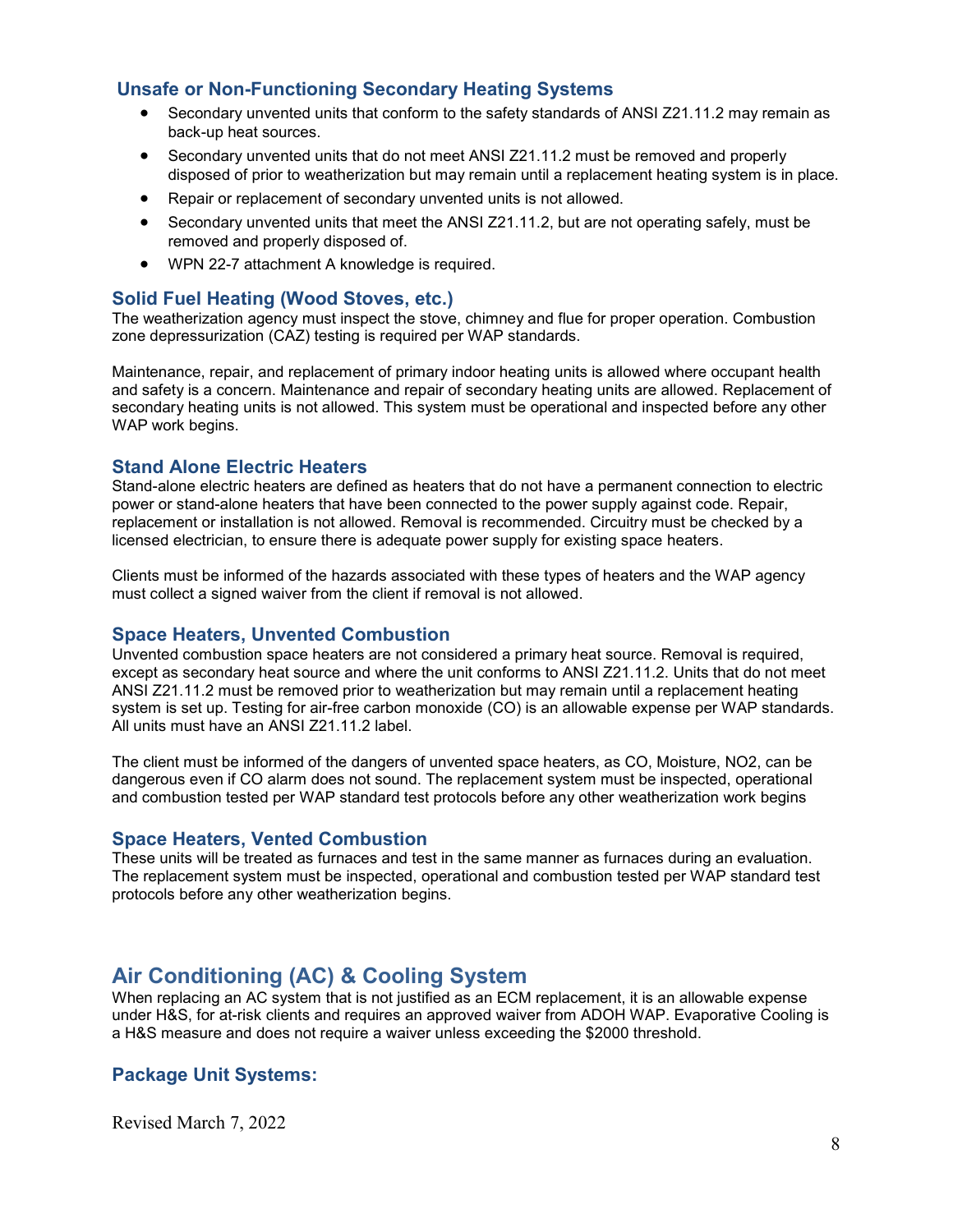### Unsafe or Non-Functioning Secondary Heating Systems

- Secondary unvented units that conform to the safety standards of ANSI Z21.11.2 may remain as back-up heat sources.
- Secondary unvented units that do not meet ANSI Z21.11.2 must be removed and properly disposed of prior to weatherization but may remain until a replacement heating system is in place.
- Repair or replacement of secondary unvented units is not allowed.
- Secondary unvented units that meet the ANSI Z21.11.2, but are not operating safely, must be removed and properly disposed of.
- WPN 22-7 attachment A knowledge is required.

### Solid Fuel Heating (Wood Stoves, etc.)

The weatherization agency must inspect the stove, chimney and flue for proper operation. Combustion zone depressurization (CAZ) testing is required per WAP standards.

Maintenance, repair, and replacement of primary indoor heating units is allowed where occupant health and safety is a concern. Maintenance and repair of secondary heating units are allowed. Replacement of secondary heating units is not allowed. This system must be operational and inspected before any other WAP work begins.

### Stand Alone Electric Heaters

Stand-alone electric heaters are defined as heaters that do not have a permanent connection to electric power or stand-alone heaters that have been connected to the power supply against code. Repair, replacement or installation is not allowed. Removal is recommended. Circuitry must be checked by a licensed electrician, to ensure there is adequate power supply for existing space heaters.

Clients must be informed of the hazards associated with these types of heaters and the WAP agency must collect a signed waiver from the client if removal is not allowed.

### Space Heaters, Unvented Combustion

Unvented combustion space heaters are not considered a primary heat source. Removal is required, except as secondary heat source and where the unit conforms to ANSI Z21.11.2. Units that do not meet ANSI Z21.11.2 must be removed prior to weatherization but may remain until a replacement heating system is set up. Testing for air-free carbon monoxide (CO) is an allowable expense per WAP standards. All units must have an ANSI Z21.11.2 label.

The client must be informed of the dangers of unvented space heaters, as CO, Moisture, $NO_2$, can be dangerous even if CO alarm does not sound. The replacement system must be inspected, operational and combustion tested per WAP standard test protocols before any other weatherization work begins

### Space Heaters, Vented Combustion

These units will be treated as furnaces and test in the same manner as furnaces during an evaluation. The replacement system must be inspected, operational and combustion tested per WAP standard test protocols before any other weatherization begins.

## Air Conditioning (AC) & Cooling System

When replacing an AC system that is not justified as an ECM replacement, it is an allowable expense under H&S, for at-risk clients and requires an approved waiver from ADOH WAP. Evaporative Cooling is a H&S measure and does not require a waiver unless exceeding the $2000 threshold.

### Package Unit Systems:

Revised March 7, 2022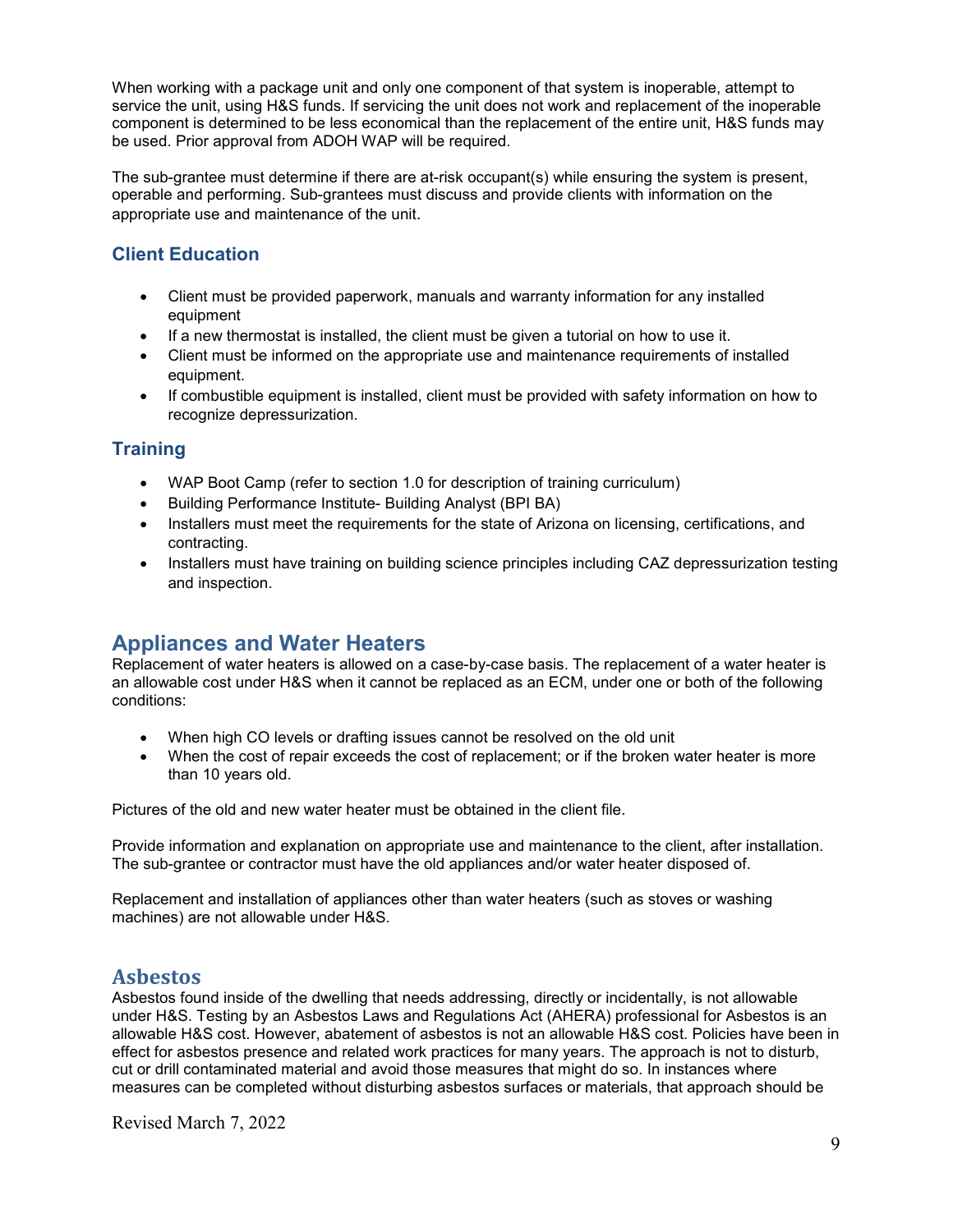When working with a package unit and only one component of that system is inoperable, attempt to service the unit, using H&S funds. If servicing the unit does not work and replacement of the inoperable component is determined to be less economical than the replacement of the entire unit, H&S funds may be used. Prior approval from ADOH WAP will be required.

The sub-grantee must determine if there are at-risk occupant(s) while ensuring the system is present, operable and performing. Sub-grantees must discuss and provide clients with information on the appropriate use and maintenance of the unit.

### Client Education

- Client must be provided paperwork, manuals and warranty information for any installed equipment
- If a new thermostat is installed, the client must be given a tutorial on how to use it.
- Client must be informed on the appropriate use and maintenance requirements of installed equipment.
- If combustible equipment is installed, client must be provided with safety information on how to recognize depressurization.

### Training

- WAP Boot Camp (refer to section 1.0 for description of training curriculum)
- Building Performance Institute- Building Analyst (BPI BA)
- Installers must meet the requirements for the state of Arizona on licensing, certifications, and contracting.
- Installers must have training on building science principles including CAZ depressurization testing and inspection.

## Appliances and Water Heaters

Replacement of water heaters is allowed on a case-by-case basis. The replacement of a water heater is an allowable cost under H&S when it cannot be replaced as an ECM, under one or both of the following conditions:

- When high CO levels or drafting issues cannot be resolved on the old unit
- When the cost of repair exceeds the cost of replacement; or if the broken water heater is more than 10 years old.

Pictures of the old and new water heater must be obtained in the client file.

Provide information and explanation on appropriate use and maintenance to the client, after installation. The sub-grantee or contractor must have the old appliances and/or water heater disposed of.

Replacement and installation of appliances other than water heaters (such as stoves or washing machines) are not allowable under H&S.

## Asbestos

Asbestos found inside of the dwelling that needs addressing, directly or incidentally, is not allowable under H&S. Testing by an Asbestos Laws and Regulations Act (AHERA) professional for Asbestos is an allowable H&S cost. However, abatement of asbestos is not an allowable H&S cost. Policies have been in effect for asbestos presence and related work practices for many years. The approach is not to disturb, cut or drill contaminated material and avoid those measures that might do so. In instances where measures can be completed without disturbing asbestos surfaces or materials, that approach should be

Revised March 7, 2022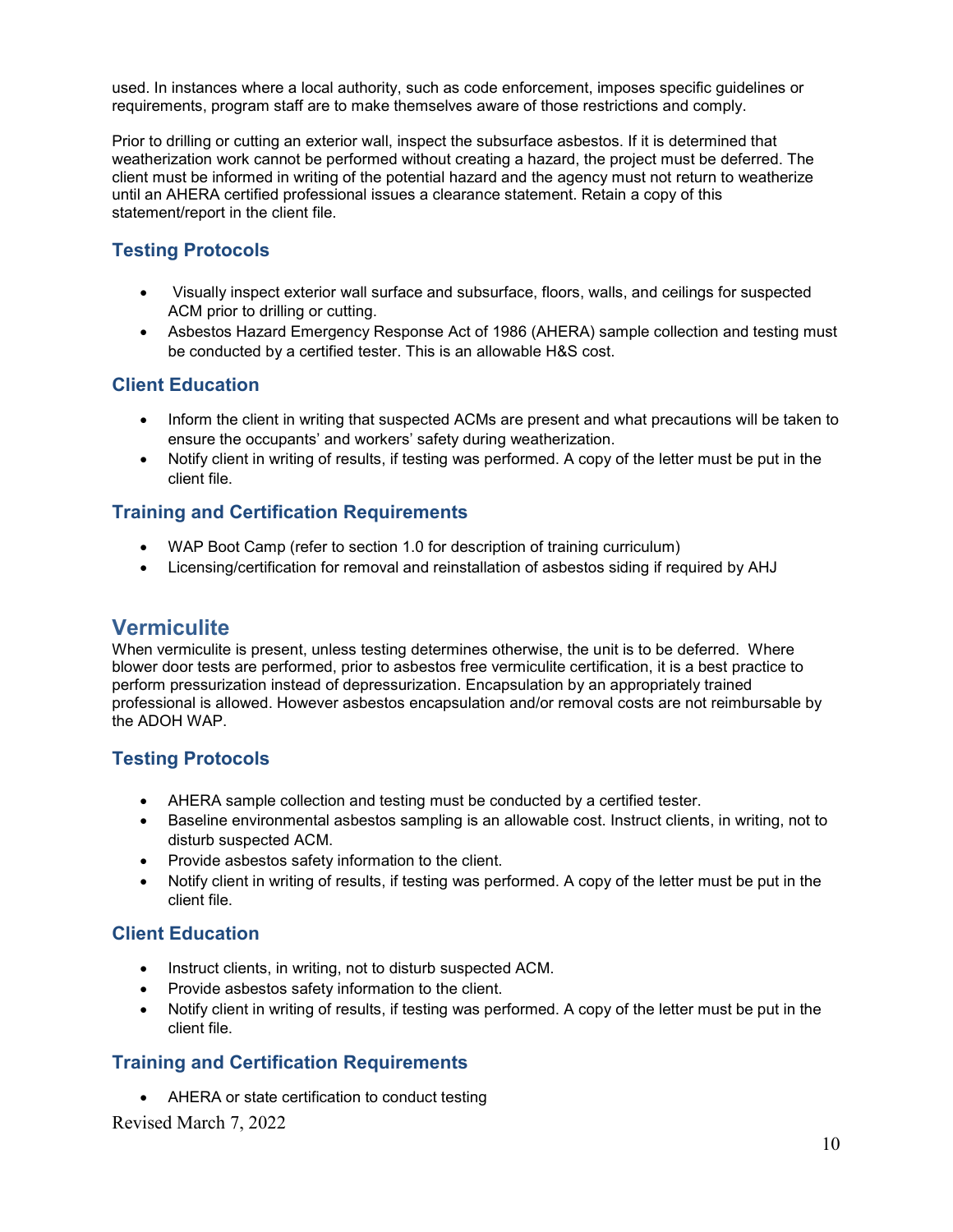used. In instances where a local authority, such as code enforcement, imposes specific guidelines or requirements, program staff are to make themselves aware of those restrictions and comply.

Prior to drilling or cutting an exterior wall, inspect the subsurface asbestos. If it is determined that weatherization work cannot be performed without creating a hazard, the project must be deferred. The client must be informed in writing of the potential hazard and the agency must not return to weatherize until an AHERA certified professional issues a clearance statement. Retain a copy of this statement/report in the client file.

### Testing Protocols

- Visually inspect exterior wall surface and subsurface, floors, walls, and ceilings for suspected ACM prior to drilling or cutting.
- Asbestos Hazard Emergency Response Act of 1986 (AHERA) sample collection and testing must be conducted by a certified tester. This is an allowable H&S cost.

### Client Education

- Inform the client in writing that suspected ACMs are present and what precautions will be taken to ensure the occupants' and workers' safety during weatherization.
- Notify client in writing of results, if testing was performed. A copy of the letter must be put in the client file.

### Training and Certification Requirements

- WAP Boot Camp (refer to section 1.0 for description of training curriculum)
- Licensing/certification for removal and reinstallation of asbestos siding if required by AHJ

## Vermiculite

When vermiculite is present, unless testing determines otherwise, the unit is to be deferred. Where blower door tests are performed, prior to asbestos free vermiculite certification, it is a best practice to perform pressurization instead of depressurization. Encapsulation by an appropriately trained professional is allowed. However asbestos encapsulation and/or removal costs are not reimbursable by the ADOH WAP.

### Testing Protocols

- AHERA sample collection and testing must be conducted by a certified tester.
- Baseline environmental asbestos sampling is an allowable cost. Instruct clients, in writing, not to disturb suspected ACM.
- Provide asbestos safety information to the client.
- Notify client in writing of results, if testing was performed. A copy of the letter must be put in the client file.

### Client Education

- Instruct clients, in writing, not to disturb suspected ACM.
- Provide asbestos safety information to the client.
- Notify client in writing of results, if testing was performed. A copy of the letter must be put in the client file.

### Training and Certification Requirements

- AHERA or state certification to conduct testing

Revised March 7, 2022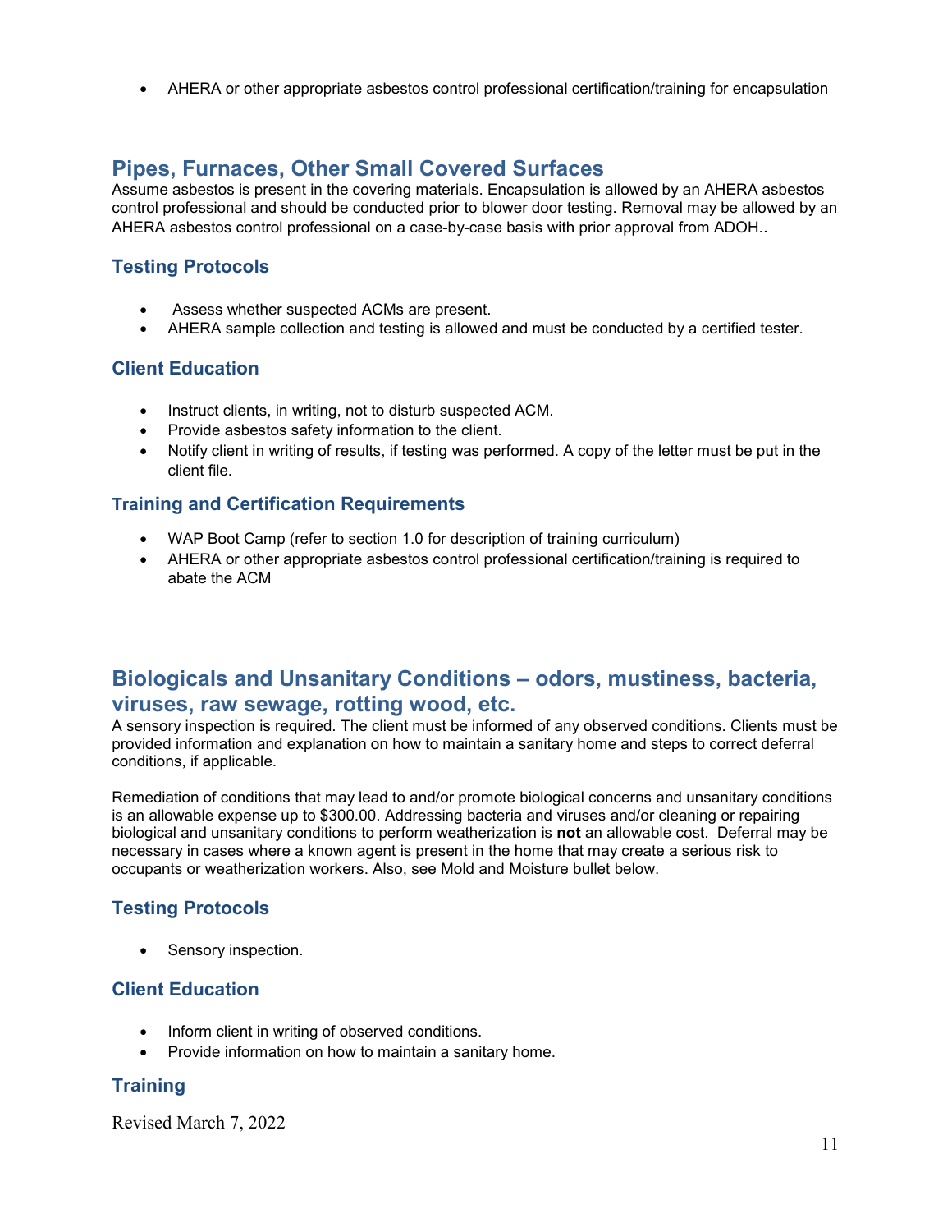- AHERA or other appropriate asbestos control professional certification/training for encapsulation

## Pipes, Furnaces, Other Small Covered Surfaces

Assume asbestos is present in the covering materials. Encapsulation is allowed by an AHERA asbestos control professional and should be conducted prior to blower door testing. Removal may be allowed by an AHERA asbestos control professional on a case-by-case basis with prior approval from ADOH..

### Testing Protocols

- Assess whether suspected ACMs are present.
- AHERA sample collection and testing is allowed and must be conducted by a certified tester.

### Client Education

- Instruct clients, in writing, not to disturb suspected ACM.
- Provide asbestos safety information to the client.
- Notify client in writing of results, if testing was performed. A copy of the letter must be put in the client file.

### Training and Certification Requirements

- WAP Boot Camp (refer to section 1.0 for description of training curriculum)
- AHERA or other appropriate asbestos control professional certification/training is required to abate the ACM

## Biologicals and Unsanitary Conditions – odors, mustiness, bacteria, viruses, raw sewage, rotting wood, etc.

A sensory inspection is required. The client must be informed of any observed conditions. Clients must be provided information and explanation on how to maintain a sanitary home and steps to correct deferral conditions, if applicable.

Remediation of conditions that may lead to and/or promote biological concerns and unsanitary conditions is an allowable expense up to $300.00. Addressing bacteria and viruses and/or cleaning or repairing biological and unsanitary conditions to perform weatherization is **not** an allowable cost. Deferral may be necessary in cases where a known agent is present in the home that may create a serious risk to occupants or weatherization workers. Also, see Mold and Moisture bullet below.

### Testing Protocols

- Sensory inspection.

### Client Education

- Inform client in writing of observed conditions.
- Provide information on how to maintain a sanitary home.

### Training

Revised March 7, 2022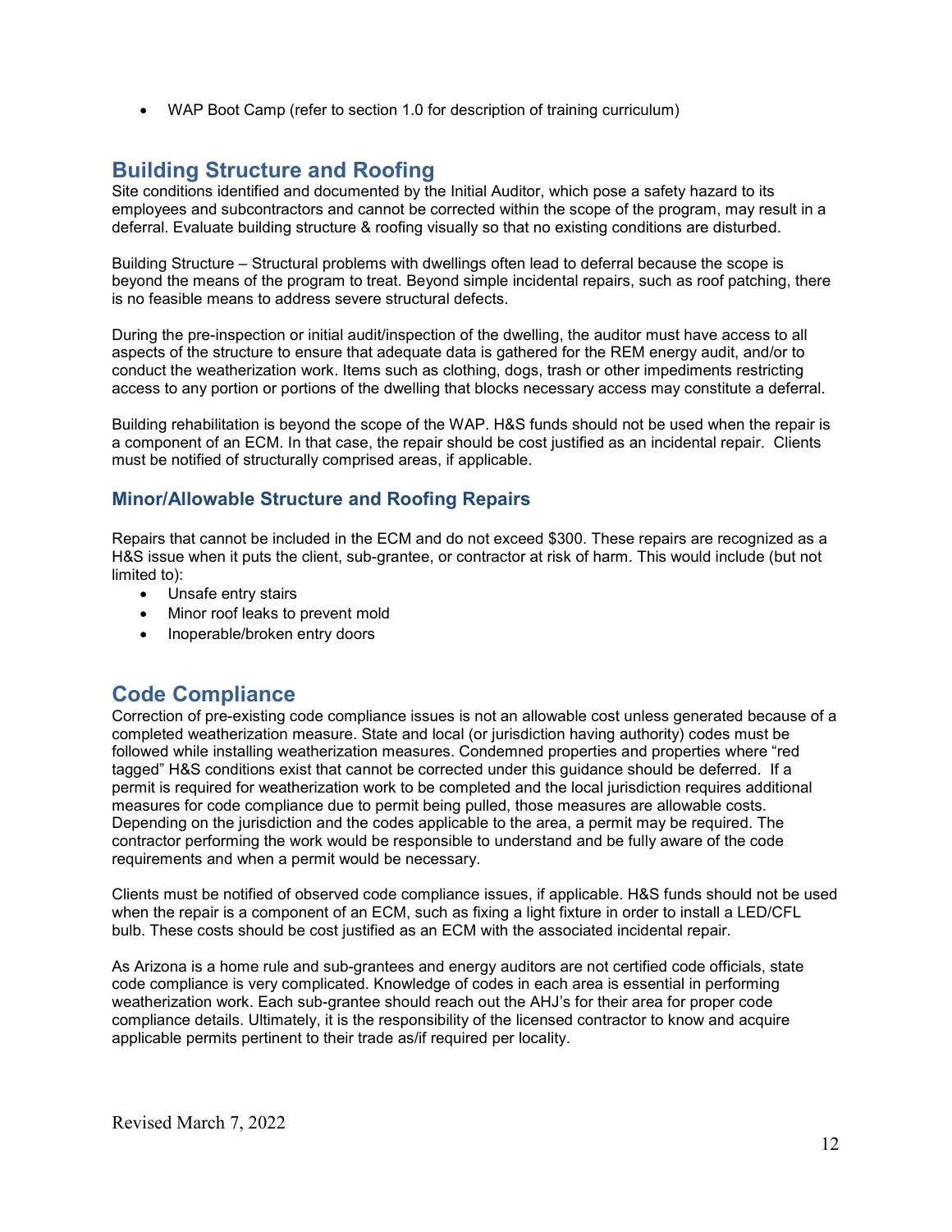- WAP Boot Camp (refer to section 1.0 for description of training curriculum)

## Building Structure and Roofing

Site conditions identified and documented by the Initial Auditor, which pose a safety hazard to its employees and subcontractors and cannot be corrected within the scope of the program, may result in a deferral. Evaluate building structure & roofing visually so that no existing conditions are disturbed.

Building Structure – Structural problems with dwellings often lead to deferral because the scope is beyond the means of the program to treat. Beyond simple incidental repairs, such as roof patching, there is no feasible means to address severe structural defects.

During the pre-inspection or initial audit/inspection of the dwelling, the auditor must have access to all aspects of the structure to ensure that adequate data is gathered for the REM energy audit, and/or to conduct the weatherization work. Items such as clothing, dogs, trash or other impediments restricting access to any portion or portions of the dwelling that blocks necessary access may constitute a deferral.

Building rehabilitation is beyond the scope of the WAP. H&S funds should not be used when the repair is a component of an ECM. In that case, the repair should be cost justified as an incidental repair. Clients must be notified of structurally comprised areas, if applicable.

### Minor/Allowable Structure and Roofing Repairs

Repairs that cannot be included in the ECM and do not exceed $300. These repairs are recognized as a H&S issue when it puts the client, sub-grantee, or contractor at risk of harm. This would include (but not limited to):

- Unsafe entry stairs
- Minor roof leaks to prevent mold
- Inoperable/broken entry doors

## Code Compliance

Correction of pre-existing code compliance issues is not an allowable cost unless generated because of a completed weatherization measure. State and local (or jurisdiction having authority) codes must be followed while installing weatherization measures. Condemned properties and properties where "red tagged" H&S conditions exist that cannot be corrected under this guidance should be deferred. If a permit is required for weatherization work to be completed and the local jurisdiction requires additional measures for code compliance due to permit being pulled, those measures are allowable costs. Depending on the jurisdiction and the codes applicable to the area, a permit may be required. The contractor performing the work would be responsible to understand and be fully aware of the code requirements and when a permit would be necessary.

Clients must be notified of observed code compliance issues, if applicable. H&S funds should not be used when the repair is a component of an ECM, such as fixing a light fixture in order to install a LED/CFL bulb. These costs should be cost justified as an ECM with the associated incidental repair.

As Arizona is a home rule and sub-grantees and energy auditors are not certified code officials, state code compliance is very complicated. Knowledge of codes in each area is essential in performing weatherization work. Each sub-grantee should reach out the AHJ's for their area for proper code compliance details. Ultimately, it is the responsibility of the licensed contractor to know and acquire applicable permits pertinent to their trade as/if required per locality.

Revised March 7, 2022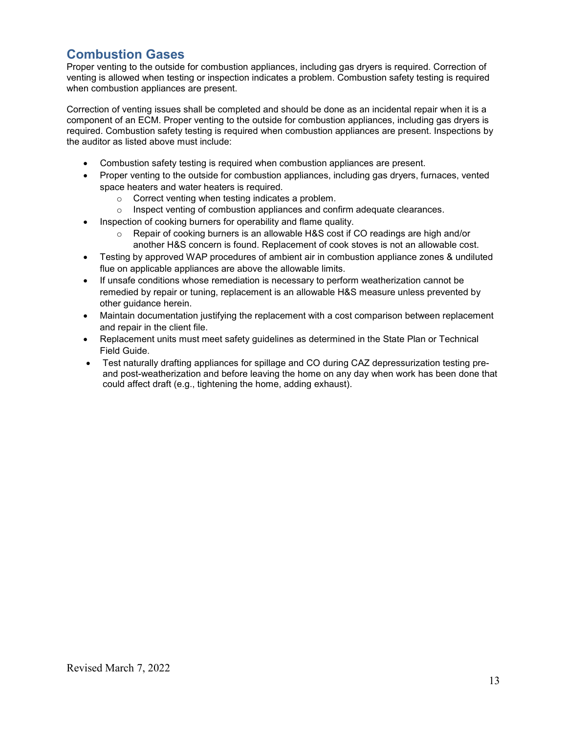## Combustion Gases

Proper venting to the outside for combustion appliances, including gas dryers is required. Correction of venting is allowed when testing or inspection indicates a problem. Combustion safety testing is required when combustion appliances are present.

Correction of venting issues shall be completed and should be done as an incidental repair when it is a component of an ECM. Proper venting to the outside for combustion appliances, including gas dryers is required. Combustion safety testing is required when combustion appliances are present. Inspections by the auditor as listed above must include:

- Combustion safety testing is required when combustion appliances are present.
- Proper venting to the outside for combustion appliances, including gas dryers, furnaces, vented space heaters and water heaters is required.
  - Correct venting when testing indicates a problem.
  - Inspect venting of combustion appliances and confirm adequate clearances.
- Inspection of cooking burners for operability and flame quality.
  - Repair of cooking burners is an allowable H&S cost if CO readings are high and/or another H&S concern is found. Replacement of cook stoves is not an allowable cost.
- Testing by approved WAP procedures of ambient air in combustion appliance zones & undiluted flue on applicable appliances are above the allowable limits.
- If unsafe conditions whose remediation is necessary to perform weatherization cannot be remedied by repair or tuning, replacement is an allowable H&S measure unless prevented by other guidance herein.
- Maintain documentation justifying the replacement with a cost comparison between replacement and repair in the client file.
- Replacement units must meet safety guidelines as determined in the State Plan or Technical Field Guide.
- Test naturally drafting appliances for spillage and CO during CAZ depressurization testing pre- and post-weatherization and before leaving the home on any day when work has been done that could affect draft (e.g., tightening the home, adding exhaust).

Revised March 7, 2022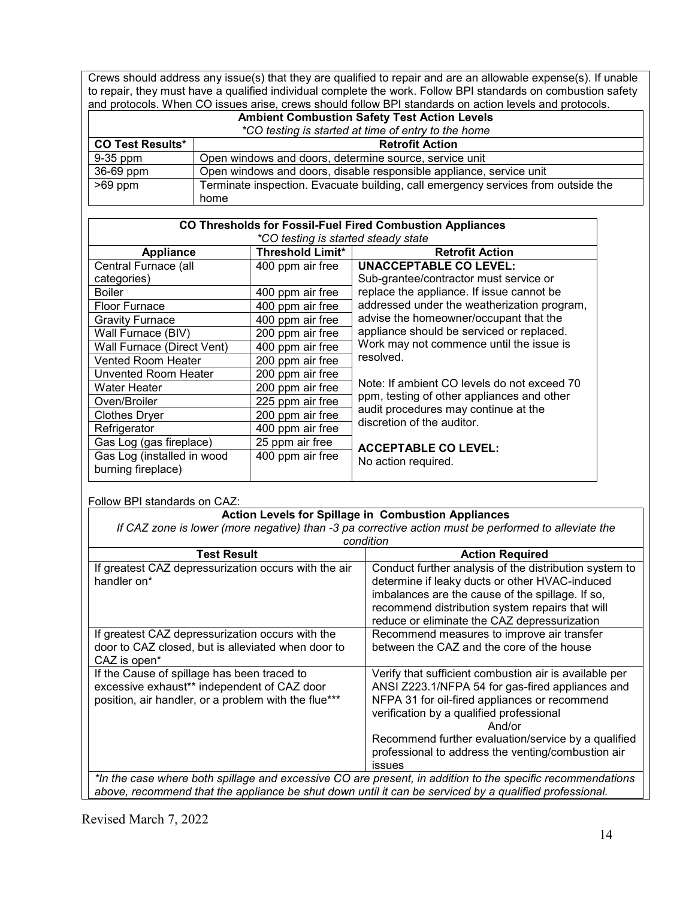Crews should address any issue(s) that they are qualified to repair and are an allowable expense(s). If unable to repair, they must have a qualified individual complete the work. Follow BPI standards on combustion safety and protocols. When CO issues arise, crews should follow BPI standards on action levels and protocols.

| **Ambient Combustion Safety Test Action Levels**<br>*\*CO testing is started at time of entry to the home* | |
|---|---|
| **CO Test Results\*** | **Retrofit Action** |
| 9-35 ppm | Open windows and doors, determine source, service unit |
| 36-69 ppm | Open windows and doors, disable responsible appliance, service unit |
| >69 ppm | Terminate inspection. Evacuate building, call emergency services from outside the home |

| **CO Thresholds for Fossil-Fuel Fired Combustion Appliances**<br>*\*CO testing is started steady state* | | |
|---|---|---|
| **Appliance** | **Threshold Limit\*** | **Retrofit Action** |
| Central Furnace (all categories) | 400 ppm air free | **UNACCEPTABLE CO LEVEL:**<br>Sub-grantee/contractor must service or replace the appliance. If issue cannot be addressed under the weatherization program, advise the homeowner/occupant that the appliance should be serviced or replaced. Work may not commence until the issue is resolved.<br><br>Note: If ambient CO levels do not exceed 70 ppm, testing of other appliances and other audit procedures may continue at the discretion of the auditor.<br><br>**ACCEPTABLE CO LEVEL:**<br>No action required. |
| Boiler | 400 ppm air free | |
| Floor Furnace | 400 ppm air free | |
| Gravity Furnace | 400 ppm air free | |
| Wall Furnace (BIV) | 200 ppm air free | |
| Wall Furnace (Direct Vent) | 400 ppm air free | |
| Vented Room Heater | 200 ppm air free | |
| Unvented Room Heater | 200 ppm air free | |
| Water Heater | 200 ppm air free | |
| Oven/Broiler | 225 ppm air free | |
| Clothes Dryer | 200 ppm air free | |
| Refrigerator | 400 ppm air free | |
| Gas Log (gas fireplace) | 25 ppm air free | |
| Gas Log (installed in wood burning fireplace) | 400 ppm air free | |

Follow BPI standards on CAZ:

| **Action Levels for Spillage in Combustion Appliances**<br>*If CAZ zone is lower (more negative) than -3 pa corrective action must be performed to alleviate the condition* | |
|---|---|
| **Test Result** | **Action Required** |
| If greatest CAZ depressurization occurs with the air handler on\* | Conduct further analysis of the distribution system to determine if leaky ducts or other HVAC-induced imbalances are the cause of the spillage. If so, recommend distribution system repairs that will reduce or eliminate the CAZ depressurization |
| If greatest CAZ depressurization occurs with the door to CAZ closed, but is alleviated when door to CAZ is open\* | Recommend measures to improve air transfer between the CAZ and the core of the house |
| If the Cause of spillage has been traced to excessive exhaust\*\* independent of CAZ door position, air handler, or a problem with the flue\*\*\* | Verify that sufficient combustion air is available per ANSI Z223.1/NFPA 54 for gas-fired appliances and NFPA 31 for oil-fired appliances or recommend verification by a qualified professional<br>And/or<br>Recommend further evaluation/service by a qualified professional to address the venting/combustion air issues |
| *\*In the case where both spillage and excessive CO are present, in addition to the specific recommendations above, recommend that the appliance be shut down until it can be serviced by a qualified professional.* | |

Revised March 7, 2022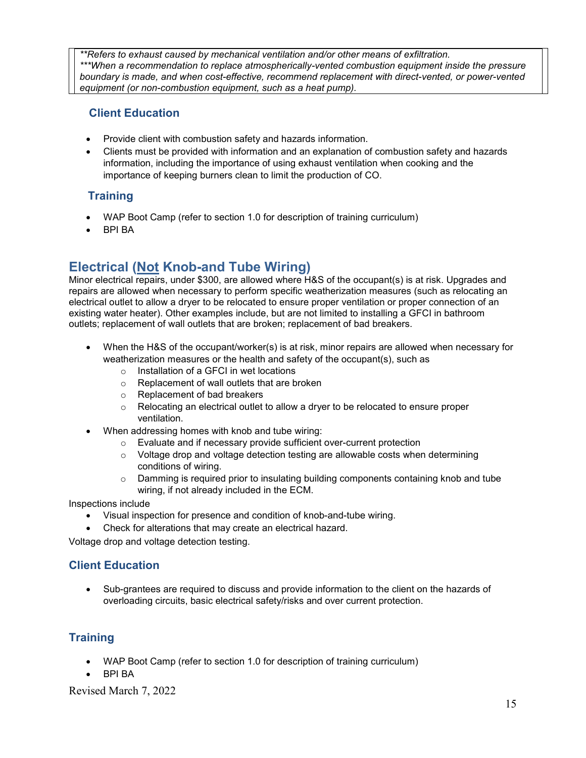*\*\*Refers to exhaust caused by mechanical ventilation and/or other means of exfiltration.*
*\*\*\*When a recommendation to replace atmospherically-vented combustion equipment inside the pressure boundary is made, and when cost-effective, recommend replacement with direct-vented, or power-vented equipment (or non-combustion equipment, such as a heat pump).*

### Client Education

- Provide client with combustion safety and hazards information.
- Clients must be provided with information and an explanation of combustion safety and hazards information, including the importance of using exhaust ventilation when cooking and the importance of keeping burners clean to limit the production of CO.

### Training

- WAP Boot Camp (refer to section 1.0 for description of training curriculum)
- BPI BA

## Electrical (<u>Not</u> Knob-and Tube Wiring)

Minor electrical repairs, under $300, are allowed where H&S of the occupant(s) is at risk. Upgrades and repairs are allowed when necessary to perform specific weatherization measures (such as relocating an electrical outlet to allow a dryer to be relocated to ensure proper ventilation or proper connection of an existing water heater). Other examples include, but are not limited to installing a GFCI in bathroom outlets; replacement of wall outlets that are broken; replacement of bad breakers.

- When the H&S of the occupant/worker(s) is at risk, minor repairs are allowed when necessary for weatherization measures or the health and safety of the occupant(s), such as
  - Installation of a GFCI in wet locations
  - Replacement of wall outlets that are broken
  - Replacement of bad breakers
  - Relocating an electrical outlet to allow a dryer to be relocated to ensure proper ventilation.
- When addressing homes with knob and tube wiring:
  - Evaluate and if necessary provide sufficient over-current protection
  - Voltage drop and voltage detection testing are allowable costs when determining conditions of wiring.
  - Damming is required prior to insulating building components containing knob and tube wiring, if not already included in the ECM.

Inspections include

- Visual inspection for presence and condition of knob-and-tube wiring.
- Check for alterations that may create an electrical hazard.

Voltage drop and voltage detection testing.

### Client Education

- Sub-grantees are required to discuss and provide information to the client on the hazards of overloading circuits, basic electrical safety/risks and over current protection.

### Training

- WAP Boot Camp (refer to section 1.0 for description of training curriculum)
- BPI BA

Revised March 7, 2022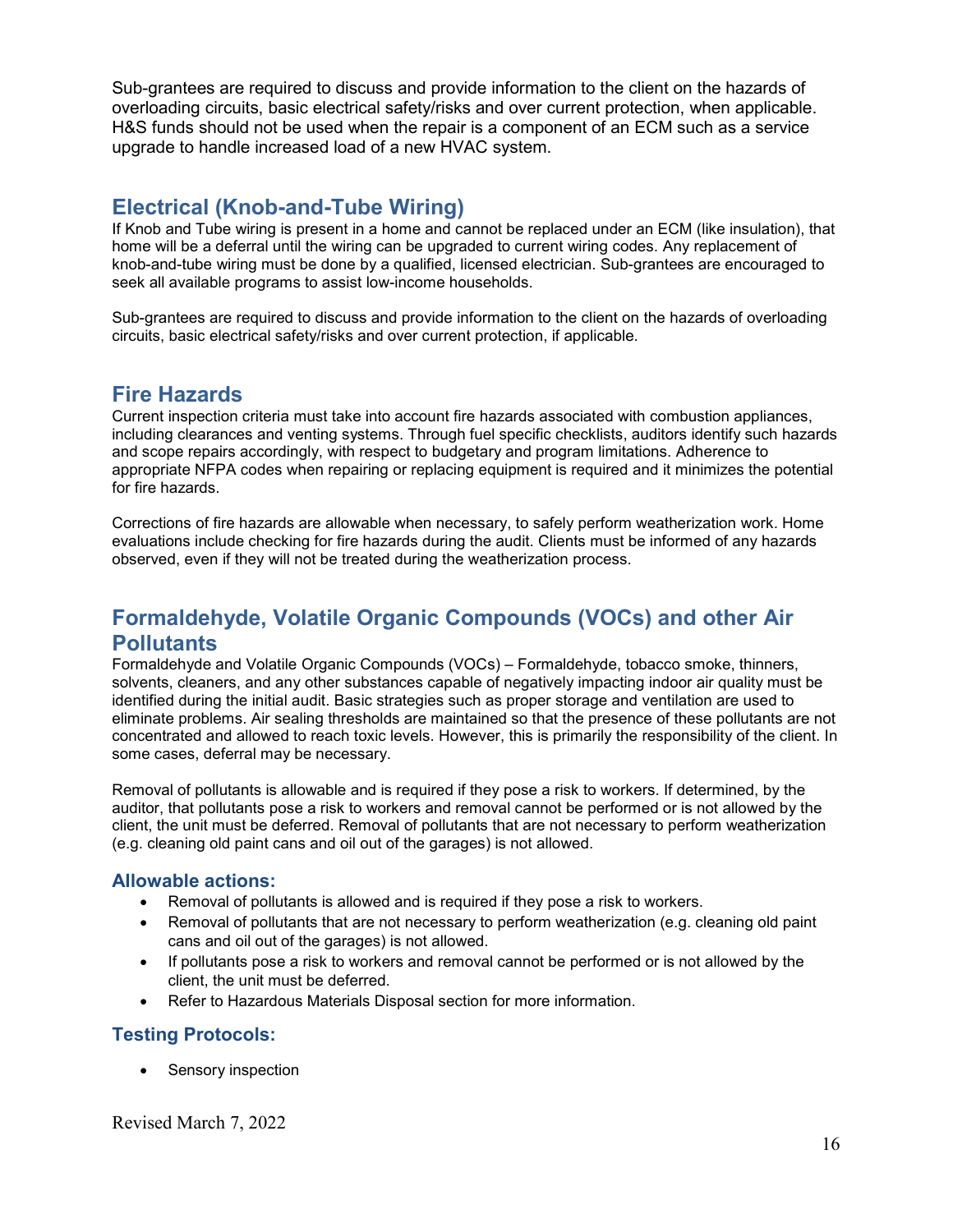Sub-grantees are required to discuss and provide information to the client on the hazards of overloading circuits, basic electrical safety/risks and over current protection, when applicable. H&S funds should not be used when the repair is a component of an ECM such as a service upgrade to handle increased load of a new HVAC system.

## Electrical (Knob-and-Tube Wiring)

If Knob and Tube wiring is present in a home and cannot be replaced under an ECM (like insulation), that home will be a deferral until the wiring can be upgraded to current wiring codes. Any replacement of knob-and-tube wiring must be done by a qualified, licensed electrician. Sub-grantees are encouraged to seek all available programs to assist low-income households.

Sub-grantees are required to discuss and provide information to the client on the hazards of overloading circuits, basic electrical safety/risks and over current protection, if applicable.

## Fire Hazards

Current inspection criteria must take into account fire hazards associated with combustion appliances, including clearances and venting systems. Through fuel specific checklists, auditors identify such hazards and scope repairs accordingly, with respect to budgetary and program limitations. Adherence to appropriate NFPA codes when repairing or replacing equipment is required and it minimizes the potential for fire hazards.

Corrections of fire hazards are allowable when necessary, to safely perform weatherization work. Home evaluations include checking for fire hazards during the audit. Clients must be informed of any hazards observed, even if they will not be treated during the weatherization process.

## Formaldehyde, Volatile Organic Compounds (VOCs) and other Air Pollutants

Formaldehyde and Volatile Organic Compounds (VOCs) – Formaldehyde, tobacco smoke, thinners, solvents, cleaners, and any other substances capable of negatively impacting indoor air quality must be identified during the initial audit. Basic strategies such as proper storage and ventilation are used to eliminate problems. Air sealing thresholds are maintained so that the presence of these pollutants are not concentrated and allowed to reach toxic levels. However, this is primarily the responsibility of the client. In some cases, deferral may be necessary.

Removal of pollutants is allowable and is required if they pose a risk to workers. If determined, by the auditor, that pollutants pose a risk to workers and removal cannot be performed or is not allowed by the client, the unit must be deferred. Removal of pollutants that are not necessary to perform weatherization (e.g. cleaning old paint cans and oil out of the garages) is not allowed.

### Allowable actions:

- Removal of pollutants is allowed and is required if they pose a risk to workers.
- Removal of pollutants that are not necessary to perform weatherization (e.g. cleaning old paint cans and oil out of the garages) is not allowed.
- If pollutants pose a risk to workers and removal cannot be performed or is not allowed by the client, the unit must be deferred.
- Refer to Hazardous Materials Disposal section for more information.

### Testing Protocols:

- Sensory inspection

Revised March 7, 2022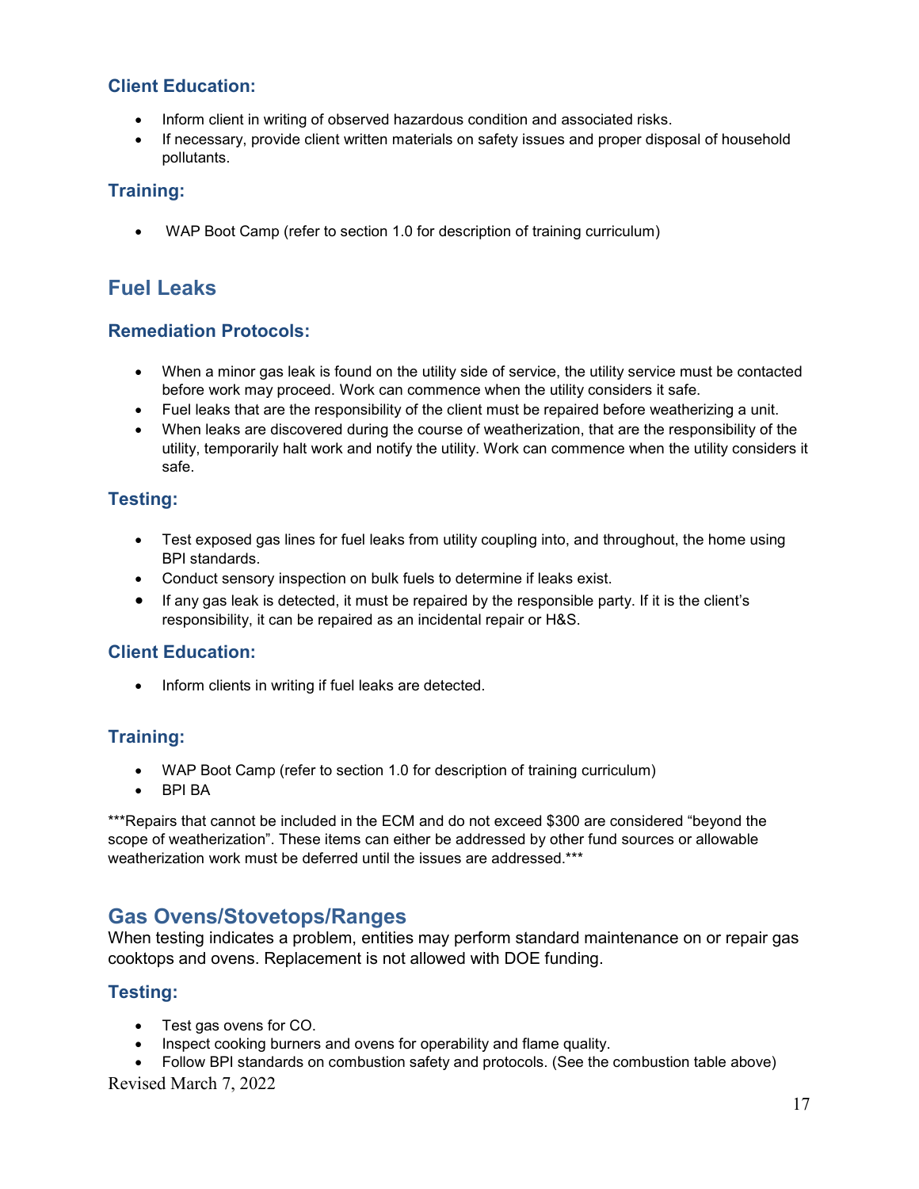### Client Education:

- Inform client in writing of observed hazardous condition and associated risks.
- If necessary, provide client written materials on safety issues and proper disposal of household pollutants.

### Training:

- WAP Boot Camp (refer to section 1.0 for description of training curriculum)

## Fuel Leaks

### Remediation Protocols:

- When a minor gas leak is found on the utility side of service, the utility service must be contacted before work may proceed. Work can commence when the utility considers it safe.
- Fuel leaks that are the responsibility of the client must be repaired before weatherizing a unit.
- When leaks are discovered during the course of weatherization, that are the responsibility of the utility, temporarily halt work and notify the utility. Work can commence when the utility considers it safe.

### Testing:

- Test exposed gas lines for fuel leaks from utility coupling into, and throughout, the home using BPI standards.
- Conduct sensory inspection on bulk fuels to determine if leaks exist.
- If any gas leak is detected, it must be repaired by the responsible party. If it is the client's responsibility, it can be repaired as an incidental repair or H&S.

### Client Education:

- Inform clients in writing if fuel leaks are detected.

### Training:

- WAP Boot Camp (refer to section 1.0 for description of training curriculum)
- BPI BA

***Repairs that cannot be included in the ECM and do not exceed $300 are considered "beyond the scope of weatherization". These items can either be addressed by other fund sources or allowable weatherization work must be deferred until the issues are addressed.***

## Gas Ovens/Stovetops/Ranges

When testing indicates a problem, entities may perform standard maintenance on or repair gas cooktops and ovens. Replacement is not allowed with DOE funding.

### Testing:

- Test gas ovens for CO.
- Inspect cooking burners and ovens for operability and flame quality.
- Follow BPI standards on combustion safety and protocols. (See the combustion table above)

Revised March 7, 2022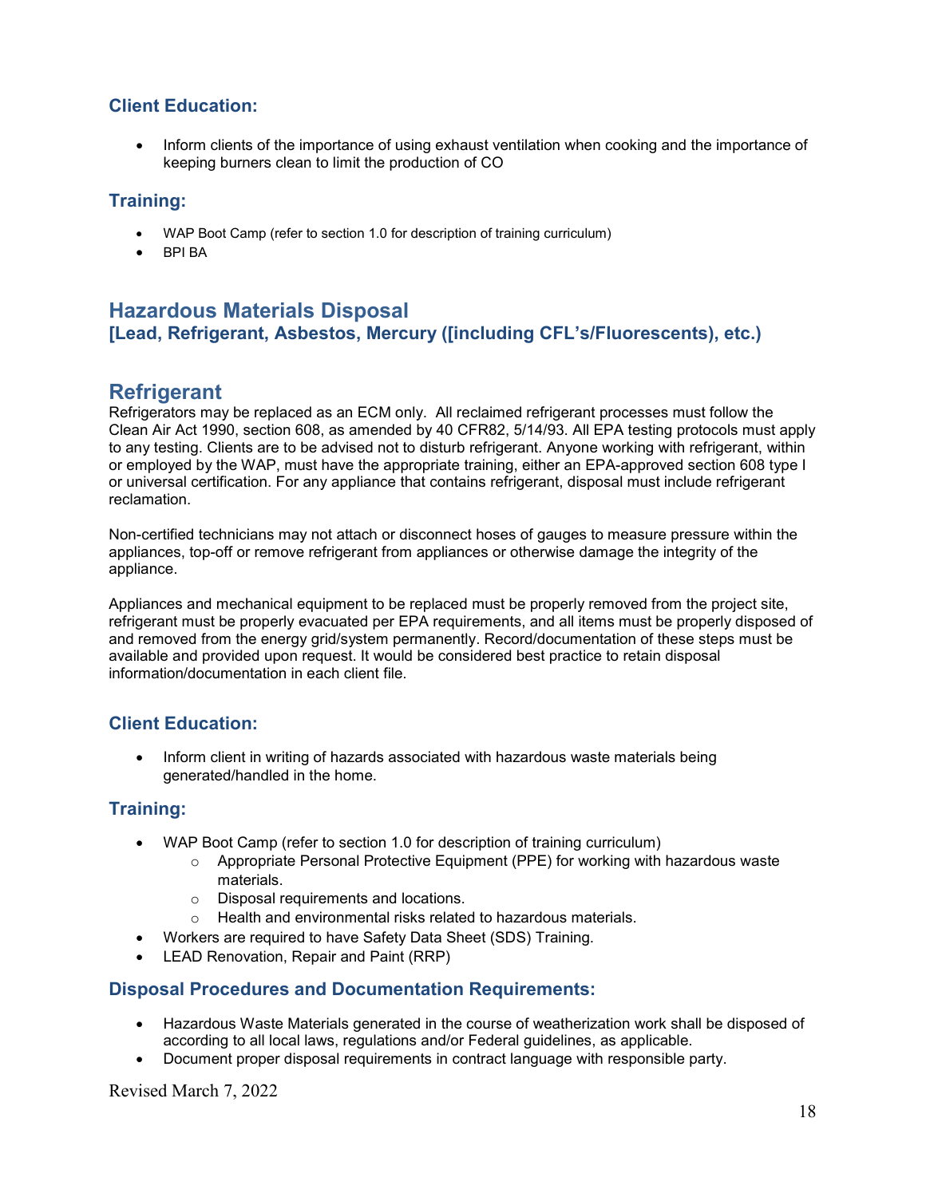### Client Education:

- Inform clients of the importance of using exhaust ventilation when cooking and the importance of keeping burners clean to limit the production of CO

### Training:

- WAP Boot Camp (refer to section 1.0 for description of training curriculum)
- BPI BA

## Hazardous Materials Disposal

### [Lead, Refrigerant, Asbestos, Mercury ([including CFL's/Fluorescents), etc.)

## Refrigerant

Refrigerators may be replaced as an ECM only. All reclaimed refrigerant processes must follow the Clean Air Act 1990, section 608, as amended by 40 CFR82, 5/14/93. All EPA testing protocols must apply to any testing. Clients are to be advised not to disturb refrigerant. Anyone working with refrigerant, within or employed by the WAP, must have the appropriate training, either an EPA-approved section 608 type I or universal certification. For any appliance that contains refrigerant, disposal must include refrigerant reclamation.

Non-certified technicians may not attach or disconnect hoses of gauges to measure pressure within the appliances, top-off or remove refrigerant from appliances or otherwise damage the integrity of the appliance.

Appliances and mechanical equipment to be replaced must be properly removed from the project site, refrigerant must be properly evacuated per EPA requirements, and all items must be properly disposed of and removed from the energy grid/system permanently. Record/documentation of these steps must be available and provided upon request. It would be considered best practice to retain disposal information/documentation in each client file.

### Client Education:

- Inform client in writing of hazards associated with hazardous waste materials being generated/handled in the home.

### Training:

- WAP Boot Camp (refer to section 1.0 for description of training curriculum)
  - Appropriate Personal Protective Equipment (PPE) for working with hazardous waste materials.
  - Disposal requirements and locations.
  - Health and environmental risks related to hazardous materials.
- Workers are required to have Safety Data Sheet (SDS) Training.
- LEAD Renovation, Repair and Paint (RRP)

### Disposal Procedures and Documentation Requirements:

- Hazardous Waste Materials generated in the course of weatherization work shall be disposed of according to all local laws, regulations and/or Federal guidelines, as applicable.
- Document proper disposal requirements in contract language with responsible party.

Revised March 7, 2022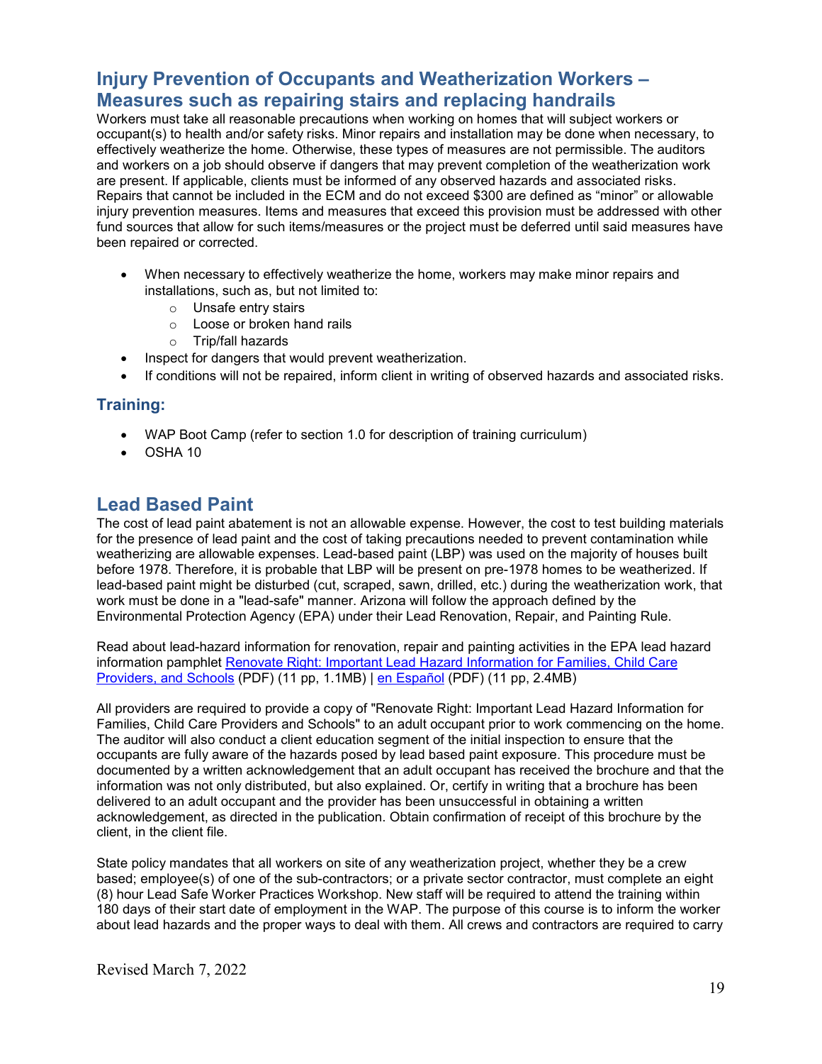## Injury Prevention of Occupants and Weatherization Workers – Measures such as repairing stairs and replacing handrails

Workers must take all reasonable precautions when working on homes that will subject workers or occupant(s) to health and/or safety risks. Minor repairs and installation may be done when necessary, to effectively weatherize the home. Otherwise, these types of measures are not permissible. The auditors and workers on a job should observe if dangers that may prevent completion of the weatherization work are present. If applicable, clients must be informed of any observed hazards and associated risks. Repairs that cannot be included in the ECM and do not exceed $300 are defined as "minor" or allowable injury prevention measures. Items and measures that exceed this provision must be addressed with other fund sources that allow for such items/measures or the project must be deferred until said measures have been repaired or corrected.

- When necessary to effectively weatherize the home, workers may make minor repairs and installations, such as, but not limited to:
  - Unsafe entry stairs
  - Loose or broken hand rails
  - Trip/fall hazards
- Inspect for dangers that would prevent weatherization.
- If conditions will not be repaired, inform client in writing of observed hazards and associated risks.

### Training:

- WAP Boot Camp (refer to section 1.0 for description of training curriculum)
- OSHA 10

## Lead Based Paint

The cost of lead paint abatement is not an allowable expense. However, the cost to test building materials for the presence of lead paint and the cost of taking precautions needed to prevent contamination while weatherizing are allowable expenses. Lead-based paint (LBP) was used on the majority of houses built before 1978. Therefore, it is probable that LBP will be present on pre-1978 homes to be weatherized. If lead-based paint might be disturbed (cut, scraped, sawn, drilled, etc.) during the weatherization work, that work must be done in a "lead-safe" manner. Arizona will follow the approach defined by the Environmental Protection Agency (EPA) under their Lead Renovation, Repair, and Painting Rule.

Read about lead-hazard information for renovation, repair and painting activities in the EPA lead hazard information pamphlet Renovate Right: Important Lead Hazard Information for Families, Child Care Providers, and Schools (PDF) (11 pp, 1.1MB) | en Español (PDF) (11 pp, 2.4MB)

All providers are required to provide a copy of "Renovate Right: Important Lead Hazard Information for Families, Child Care Providers and Schools" to an adult occupant prior to work commencing on the home. The auditor will also conduct a client education segment of the initial inspection to ensure that the occupants are fully aware of the hazards posed by lead based paint exposure. This procedure must be documented by a written acknowledgement that an adult occupant has received the brochure and that the information was not only distributed, but also explained. Or, certify in writing that a brochure has been delivered to an adult occupant and the provider has been unsuccessful in obtaining a written acknowledgement, as directed in the publication. Obtain confirmation of receipt of this brochure by the client, in the client file.

State policy mandates that all workers on site of any weatherization project, whether they be a crew based; employee(s) of one of the sub-contractors; or a private sector contractor, must complete an eight (8) hour Lead Safe Worker Practices Workshop. New staff will be required to attend the training within 180 days of their start date of employment in the WAP. The purpose of this course is to inform the worker about lead hazards and the proper ways to deal with them. All crews and contractors are required to carry

Revised March 7, 2022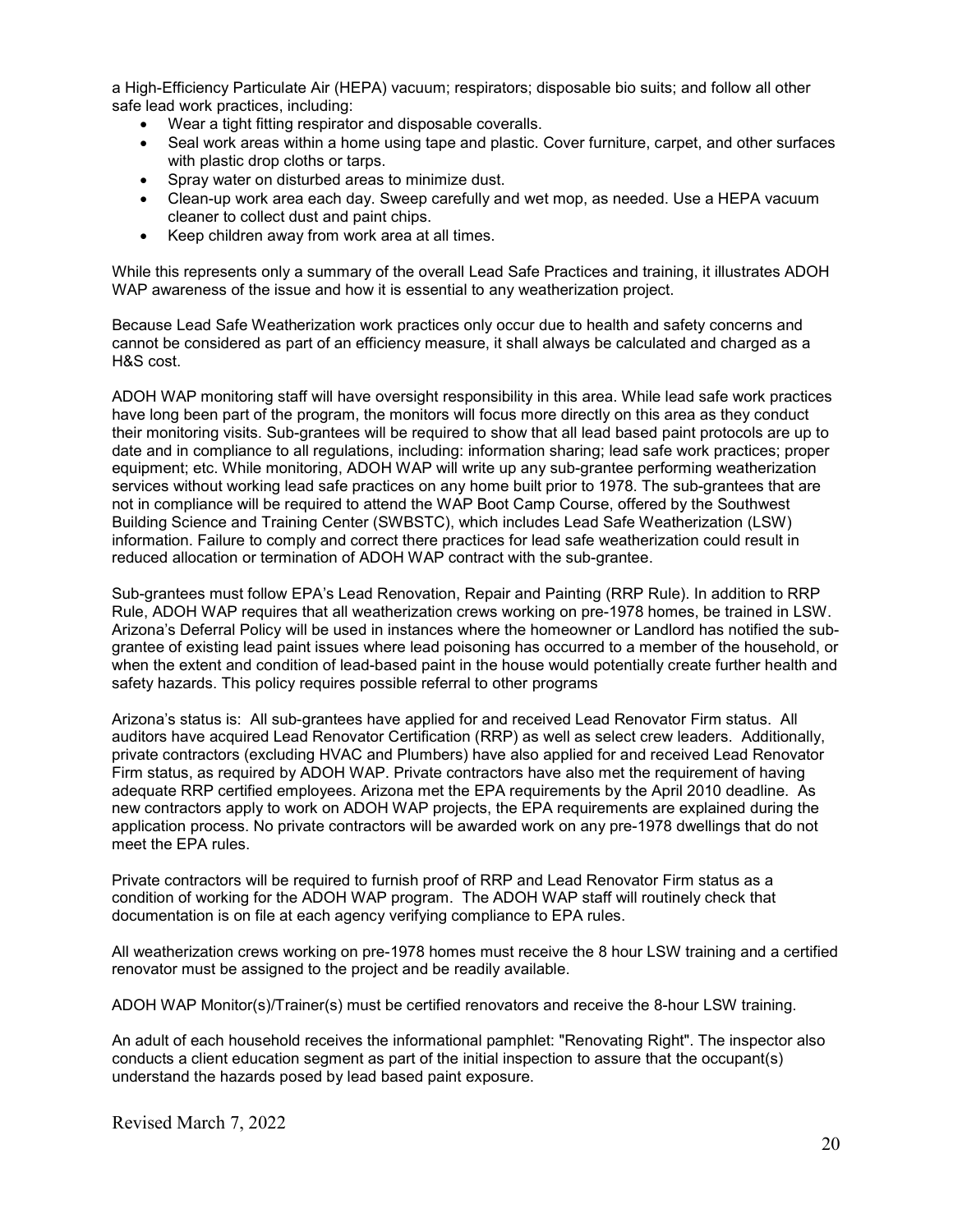a High-Efficiency Particulate Air (HEPA) vacuum; respirators; disposable bio suits; and follow all other safe lead work practices, including:

- Wear a tight fitting respirator and disposable coveralls.
- Seal work areas within a home using tape and plastic. Cover furniture, carpet, and other surfaces with plastic drop cloths or tarps.
- Spray water on disturbed areas to minimize dust.
- Clean-up work area each day. Sweep carefully and wet mop, as needed. Use a HEPA vacuum cleaner to collect dust and paint chips.
- Keep children away from work area at all times.

While this represents only a summary of the overall Lead Safe Practices and training, it illustrates ADOH WAP awareness of the issue and how it is essential to any weatherization project.

Because Lead Safe Weatherization work practices only occur due to health and safety concerns and cannot be considered as part of an efficiency measure, it shall always be calculated and charged as a H&S cost.

ADOH WAP monitoring staff will have oversight responsibility in this area. While lead safe work practices have long been part of the program, the monitors will focus more directly on this area as they conduct their monitoring visits. Sub-grantees will be required to show that all lead based paint protocols are up to date and in compliance to all regulations, including: information sharing; lead safe work practices; proper equipment; etc. While monitoring, ADOH WAP will write up any sub-grantee performing weatherization services without working lead safe practices on any home built prior to 1978. The sub-grantees that are not in compliance will be required to attend the WAP Boot Camp Course, offered by the Southwest Building Science and Training Center (SWBSTC), which includes Lead Safe Weatherization (LSW) information. Failure to comply and correct there practices for lead safe weatherization could result in reduced allocation or termination of ADOH WAP contract with the sub-grantee.

Sub-grantees must follow EPA's Lead Renovation, Repair and Painting (RRP Rule). In addition to RRP Rule, ADOH WAP requires that all weatherization crews working on pre-1978 homes, be trained in LSW. Arizona's Deferral Policy will be used in instances where the homeowner or Landlord has notified the sub-grantee of existing lead paint issues where lead poisoning has occurred to a member of the household, or when the extent and condition of lead-based paint in the house would potentially create further health and safety hazards. This policy requires possible referral to other programs

Arizona's status is: All sub-grantees have applied for and received Lead Renovator Firm status. All auditors have acquired Lead Renovator Certification (RRP) as well as select crew leaders. Additionally, private contractors (excluding HVAC and Plumbers) have also applied for and received Lead Renovator Firm status, as required by ADOH WAP. Private contractors have also met the requirement of having adequate RRP certified employees. Arizona met the EPA requirements by the April 2010 deadline. As new contractors apply to work on ADOH WAP projects, the EPA requirements are explained during the application process. No private contractors will be awarded work on any pre-1978 dwellings that do not meet the EPA rules.

Private contractors will be required to furnish proof of RRP and Lead Renovator Firm status as a condition of working for the ADOH WAP program. The ADOH WAP staff will routinely check that documentation is on file at each agency verifying compliance to EPA rules.

All weatherization crews working on pre-1978 homes must receive the 8 hour LSW training and a certified renovator must be assigned to the project and be readily available.

ADOH WAP Monitor(s)/Trainer(s) must be certified renovators and receive the 8-hour LSW training.

An adult of each household receives the informational pamphlet: "Renovating Right". The inspector also conducts a client education segment as part of the initial inspection to assure that the occupant(s) understand the hazards posed by lead based paint exposure.

Revised March 7, 2022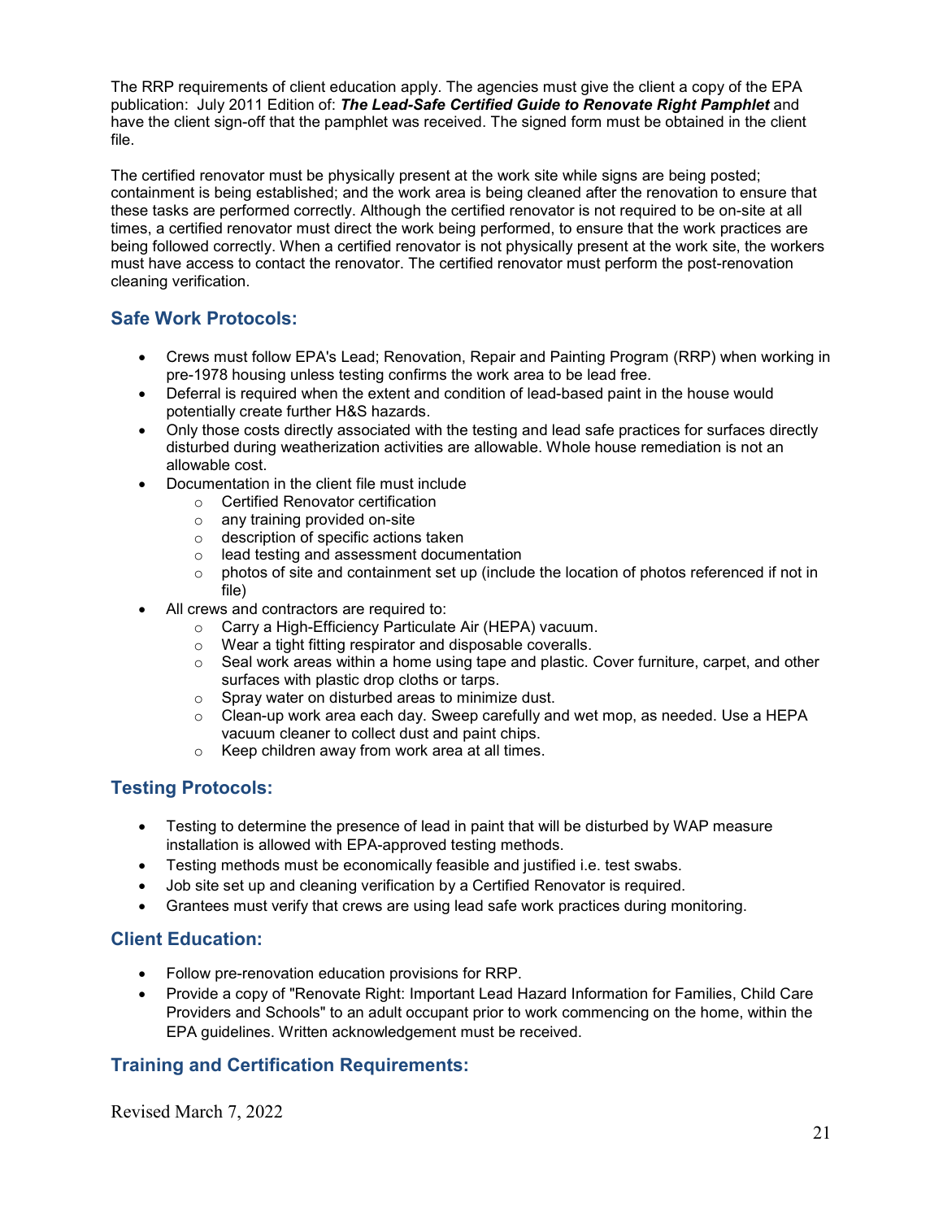The RRP requirements of client education apply. The agencies must give the client a copy of the EPA publication: July 2011 Edition of: ***The Lead-Safe Certified Guide to Renovate Right Pamphlet*** and have the client sign-off that the pamphlet was received. The signed form must be obtained in the client file.

The certified renovator must be physically present at the work site while signs are being posted; containment is being established; and the work area is being cleaned after the renovation to ensure that these tasks are performed correctly. Although the certified renovator is not required to be on-site at all times, a certified renovator must direct the work being performed, to ensure that the work practices are being followed correctly. When a certified renovator is not physically present at the work site, the workers must have access to contact the renovator. The certified renovator must perform the post-renovation cleaning verification.

## Safe Work Protocols:

- Crews must follow EPA's Lead; Renovation, Repair and Painting Program (RRP) when working in pre-1978 housing unless testing confirms the work area to be lead free.
- Deferral is required when the extent and condition of lead-based paint in the house would potentially create further H&S hazards.
- Only those costs directly associated with the testing and lead safe practices for surfaces directly disturbed during weatherization activities are allowable. Whole house remediation is not an allowable cost.
- Documentation in the client file must include
  - Certified Renovator certification
  - any training provided on-site
  - description of specific actions taken
  - lead testing and assessment documentation
  - photos of site and containment set up (include the location of photos referenced if not in file)
- All crews and contractors are required to:
  - Carry a High-Efficiency Particulate Air (HEPA) vacuum.
  - Wear a tight fitting respirator and disposable coveralls.
  - Seal work areas within a home using tape and plastic. Cover furniture, carpet, and other surfaces with plastic drop cloths or tarps.
  - Spray water on disturbed areas to minimize dust.
  - Clean-up work area each day. Sweep carefully and wet mop, as needed. Use a HEPA vacuum cleaner to collect dust and paint chips.
  - Keep children away from work area at all times.

## Testing Protocols:

- Testing to determine the presence of lead in paint that will be disturbed by WAP measure installation is allowed with EPA-approved testing methods.
- Testing methods must be economically feasible and justified i.e. test swabs.
- Job site set up and cleaning verification by a Certified Renovator is required.
- Grantees must verify that crews are using lead safe work practices during monitoring.

## Client Education:

- Follow pre-renovation education provisions for RRP.
- Provide a copy of "Renovate Right: Important Lead Hazard Information for Families, Child Care Providers and Schools" to an adult occupant prior to work commencing on the home, within the EPA guidelines. Written acknowledgement must be received.

## Training and Certification Requirements:

Revised March 7, 2022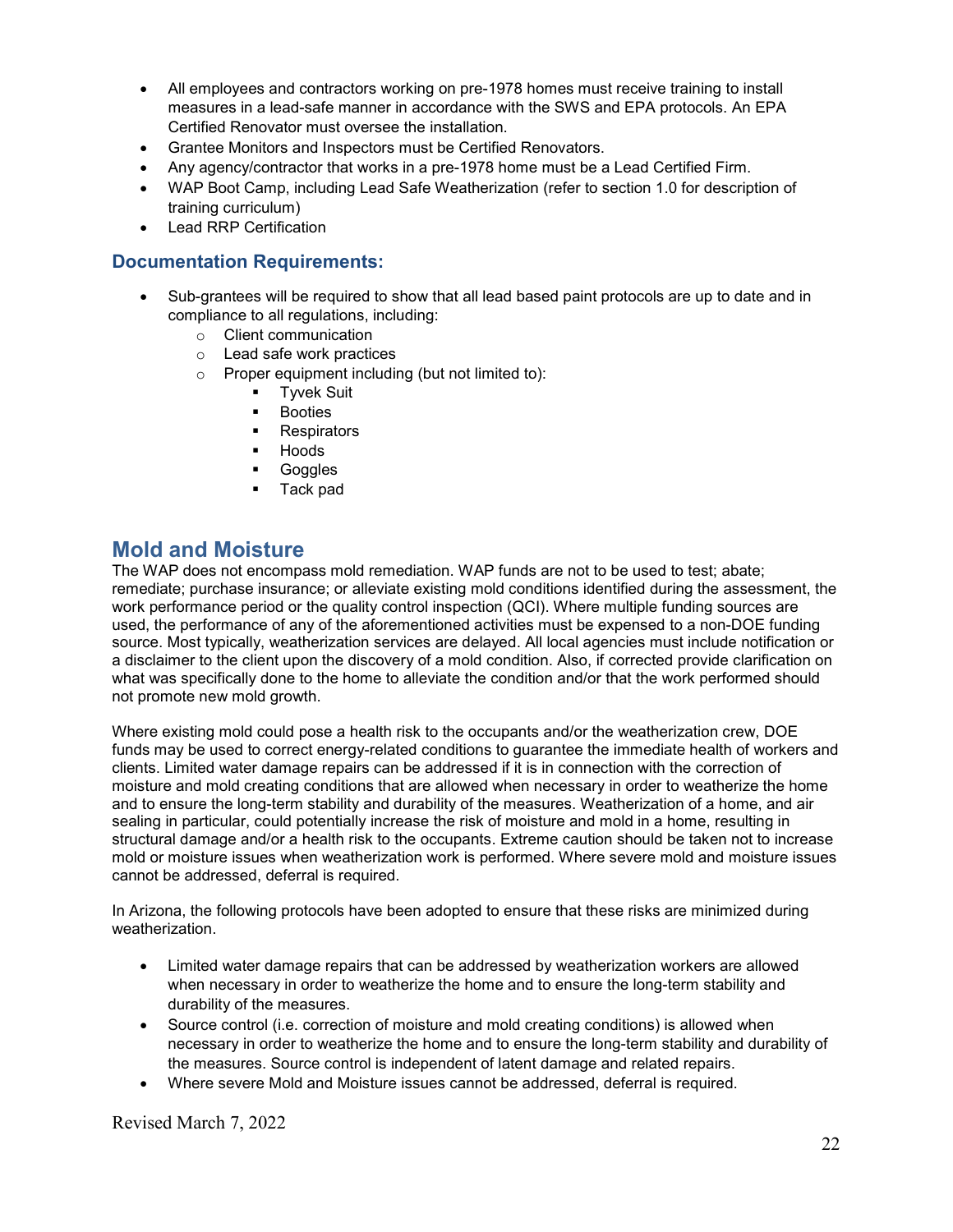- All employees and contractors working on pre-1978 homes must receive training to install measures in a lead-safe manner in accordance with the SWS and EPA protocols. An EPA Certified Renovator must oversee the installation.
- Grantee Monitors and Inspectors must be Certified Renovators.
- Any agency/contractor that works in a pre-1978 home must be a Lead Certified Firm.
- WAP Boot Camp, including Lead Safe Weatherization (refer to section 1.0 for description of training curriculum)
- Lead RRP Certification

### Documentation Requirements:

- Sub-grantees will be required to show that all lead based paint protocols are up to date and in compliance to all regulations, including:
  - Client communication
  - Lead safe work practices
  - Proper equipment including (but not limited to):
    - Tyvek Suit
    - Booties
    - Respirators
    - Hoods
    - Goggles
    - Tack pad

## Mold and Moisture

The WAP does not encompass mold remediation. WAP funds are not to be used to test; abate; remediate; purchase insurance; or alleviate existing mold conditions identified during the assessment, the work performance period or the quality control inspection (QCI). Where multiple funding sources are used, the performance of any of the aforementioned activities must be expensed to a non-DOE funding source. Most typically, weatherization services are delayed. All local agencies must include notification or a disclaimer to the client upon the discovery of a mold condition. Also, if corrected provide clarification on what was specifically done to the home to alleviate the condition and/or that the work performed should not promote new mold growth.

Where existing mold could pose a health risk to the occupants and/or the weatherization crew, DOE funds may be used to correct energy-related conditions to guarantee the immediate health of workers and clients. Limited water damage repairs can be addressed if it is in connection with the correction of moisture and mold creating conditions that are allowed when necessary in order to weatherize the home and to ensure the long-term stability and durability of the measures. Weatherization of a home, and air sealing in particular, could potentially increase the risk of moisture and mold in a home, resulting in structural damage and/or a health risk to the occupants. Extreme caution should be taken not to increase mold or moisture issues when weatherization work is performed. Where severe mold and moisture issues cannot be addressed, deferral is required.

In Arizona, the following protocols have been adopted to ensure that these risks are minimized during weatherization.

- Limited water damage repairs that can be addressed by weatherization workers are allowed when necessary in order to weatherize the home and to ensure the long-term stability and durability of the measures.
- Source control (i.e. correction of moisture and mold creating conditions) is allowed when necessary in order to weatherize the home and to ensure the long-term stability and durability of the measures. Source control is independent of latent damage and related repairs.
- Where severe Mold and Moisture issues cannot be addressed, deferral is required.

Revised March 7, 2022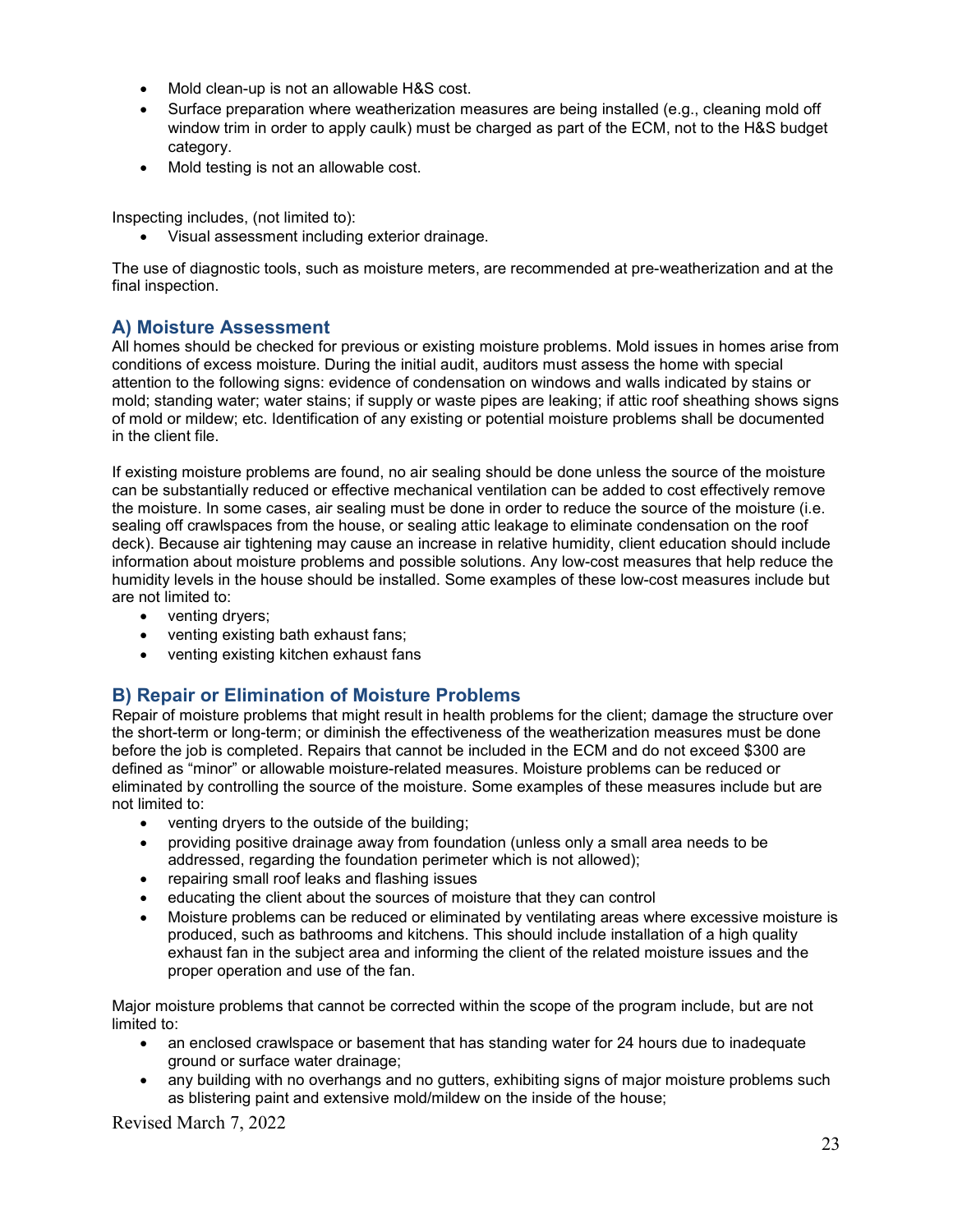- Mold clean-up is not an allowable H&S cost.
- Surface preparation where weatherization measures are being installed (e.g., cleaning mold off window trim in order to apply caulk) must be charged as part of the ECM, not to the H&S budget category.
- Mold testing is not an allowable cost.

Inspecting includes, (not limited to):

- Visual assessment including exterior drainage.

The use of diagnostic tools, such as moisture meters, are recommended at pre-weatherization and at the final inspection.

## A) Moisture Assessment

All homes should be checked for previous or existing moisture problems. Mold issues in homes arise from conditions of excess moisture. During the initial audit, auditors must assess the home with special attention to the following signs: evidence of condensation on windows and walls indicated by stains or mold; standing water; water stains; if supply or waste pipes are leaking; if attic roof sheathing shows signs of mold or mildew; etc. Identification of any existing or potential moisture problems shall be documented in the client file.

If existing moisture problems are found, no air sealing should be done unless the source of the moisture can be substantially reduced or effective mechanical ventilation can be added to cost effectively remove the moisture. In some cases, air sealing must be done in order to reduce the source of the moisture (i.e. sealing off crawlspaces from the house, or sealing attic leakage to eliminate condensation on the roof deck). Because air tightening may cause an increase in relative humidity, client education should include information about moisture problems and possible solutions. Any low-cost measures that help reduce the humidity levels in the house should be installed. Some examples of these low-cost measures include but are not limited to:

- venting dryers;
- venting existing bath exhaust fans;
- venting existing kitchen exhaust fans

## B) Repair or Elimination of Moisture Problems

Repair of moisture problems that might result in health problems for the client; damage the structure over the short-term or long-term; or diminish the effectiveness of the weatherization measures must be done before the job is completed. Repairs that cannot be included in the ECM and do not exceed $300 are defined as "minor" or allowable moisture-related measures. Moisture problems can be reduced or eliminated by controlling the source of the moisture. Some examples of these measures include but are not limited to:

- venting dryers to the outside of the building;
- providing positive drainage away from foundation (unless only a small area needs to be addressed, regarding the foundation perimeter which is not allowed);
- repairing small roof leaks and flashing issues
- educating the client about the sources of moisture that they can control
- Moisture problems can be reduced or eliminated by ventilating areas where excessive moisture is produced, such as bathrooms and kitchens. This should include installation of a high quality exhaust fan in the subject area and informing the client of the related moisture issues and the proper operation and use of the fan.

Major moisture problems that cannot be corrected within the scope of the program include, but are not limited to:

- an enclosed crawlspace or basement that has standing water for 24 hours due to inadequate ground or surface water drainage;
- any building with no overhangs and no gutters, exhibiting signs of major moisture problems such as blistering paint and extensive mold/mildew on the inside of the house;

Revised March 7, 2022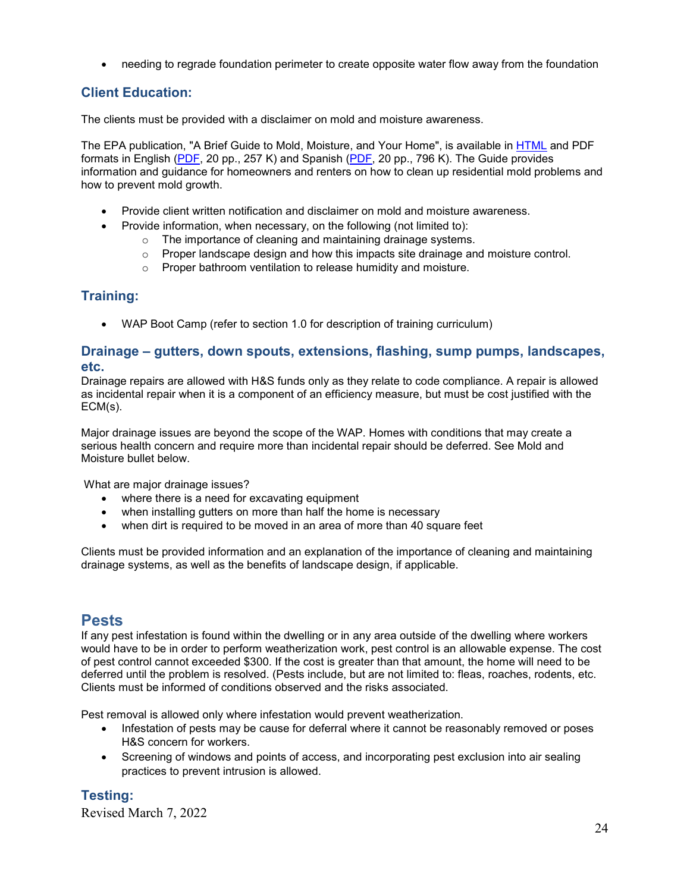- needing to regrade foundation perimeter to create opposite water flow away from the foundation

### Client Education:

The clients must be provided with a disclaimer on mold and moisture awareness.

The EPA publication, "A Brief Guide to Mold, Moisture, and Your Home", is available in HTML and PDF formats in English (PDF, 20 pp., 257 K) and Spanish (PDF, 20 pp., 796 K). The Guide provides information and guidance for homeowners and renters on how to clean up residential mold problems and how to prevent mold growth.

- Provide client written notification and disclaimer on mold and moisture awareness.
- Provide information, when necessary, on the following (not limited to):
  - The importance of cleaning and maintaining drainage systems.
  - Proper landscape design and how this impacts site drainage and moisture control.
  - Proper bathroom ventilation to release humidity and moisture.

### Training:

- WAP Boot Camp (refer to section 1.0 for description of training curriculum)

### Drainage – gutters, down spouts, extensions, flashing, sump pumps, landscapes, etc.

Drainage repairs are allowed with H&S funds only as they relate to code compliance. A repair is allowed as incidental repair when it is a component of an efficiency measure, but must be cost justified with the ECM(s).

Major drainage issues are beyond the scope of the WAP. Homes with conditions that may create a serious health concern and require more than incidental repair should be deferred. See Mold and Moisture bullet below.

What are major drainage issues?

- where there is a need for excavating equipment
- when installing gutters on more than half the home is necessary
- when dirt is required to be moved in an area of more than 40 square feet

Clients must be provided information and an explanation of the importance of cleaning and maintaining drainage systems, as well as the benefits of landscape design, if applicable.

## Pests

If any pest infestation is found within the dwelling or in any area outside of the dwelling where workers would have to be in order to perform weatherization work, pest control is an allowable expense. The cost of pest control cannot exceeded $300. If the cost is greater than that amount, the home will need to be deferred until the problem is resolved. (Pests include, but are not limited to: fleas, roaches, rodents, etc. Clients must be informed of conditions observed and the risks associated.

Pest removal is allowed only where infestation would prevent weatherization.

- Infestation of pests may be cause for deferral where it cannot be reasonably removed or poses H&S concern for workers.
- Screening of windows and points of access, and incorporating pest exclusion into air sealing practices to prevent intrusion is allowed.

### Testing:

Revised March 7, 2022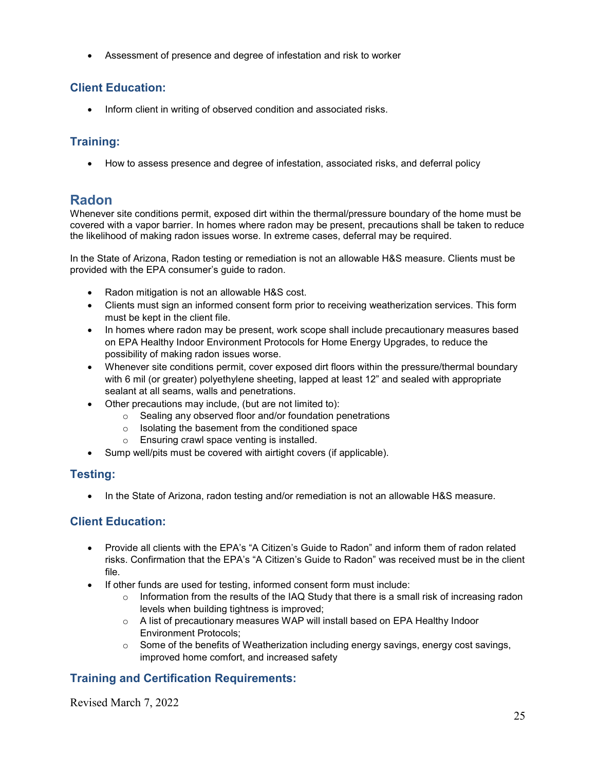- Assessment of presence and degree of infestation and risk to worker

### Client Education:

- Inform client in writing of observed condition and associated risks.

### Training:

- How to assess presence and degree of infestation, associated risks, and deferral policy

## Radon

Whenever site conditions permit, exposed dirt within the thermal/pressure boundary of the home must be covered with a vapor barrier. In homes where radon may be present, precautions shall be taken to reduce the likelihood of making radon issues worse. In extreme cases, deferral may be required.

In the State of Arizona, Radon testing or remediation is not an allowable H&S measure. Clients must be provided with the EPA consumer's guide to radon.

- Radon mitigation is not an allowable H&S cost.
- Clients must sign an informed consent form prior to receiving weatherization services. This form must be kept in the client file.
- In homes where radon may be present, work scope shall include precautionary measures based on EPA Healthy Indoor Environment Protocols for Home Energy Upgrades, to reduce the possibility of making radon issues worse.
- Whenever site conditions permit, cover exposed dirt floors within the pressure/thermal boundary with 6 mil (or greater) polyethylene sheeting, lapped at least 12" and sealed with appropriate sealant at all seams, walls and penetrations.
- Other precautions may include, (but are not limited to):
  - Sealing any observed floor and/or foundation penetrations
  - Isolating the basement from the conditioned space
  - Ensuring crawl space venting is installed.
- Sump well/pits must be covered with airtight covers (if applicable).

### Testing:

- In the State of Arizona, radon testing and/or remediation is not an allowable H&S measure.

### Client Education:

- Provide all clients with the EPA's "A Citizen's Guide to Radon" and inform them of radon related risks. Confirmation that the EPA's "A Citizen's Guide to Radon" was received must be in the client file.
- If other funds are used for testing, informed consent form must include:
  - Information from the results of the IAQ Study that there is a small risk of increasing radon levels when building tightness is improved;
  - A list of precautionary measures WAP will install based on EPA Healthy Indoor Environment Protocols;
  - Some of the benefits of Weatherization including energy savings, energy cost savings, improved home comfort, and increased safety

### Training and Certification Requirements: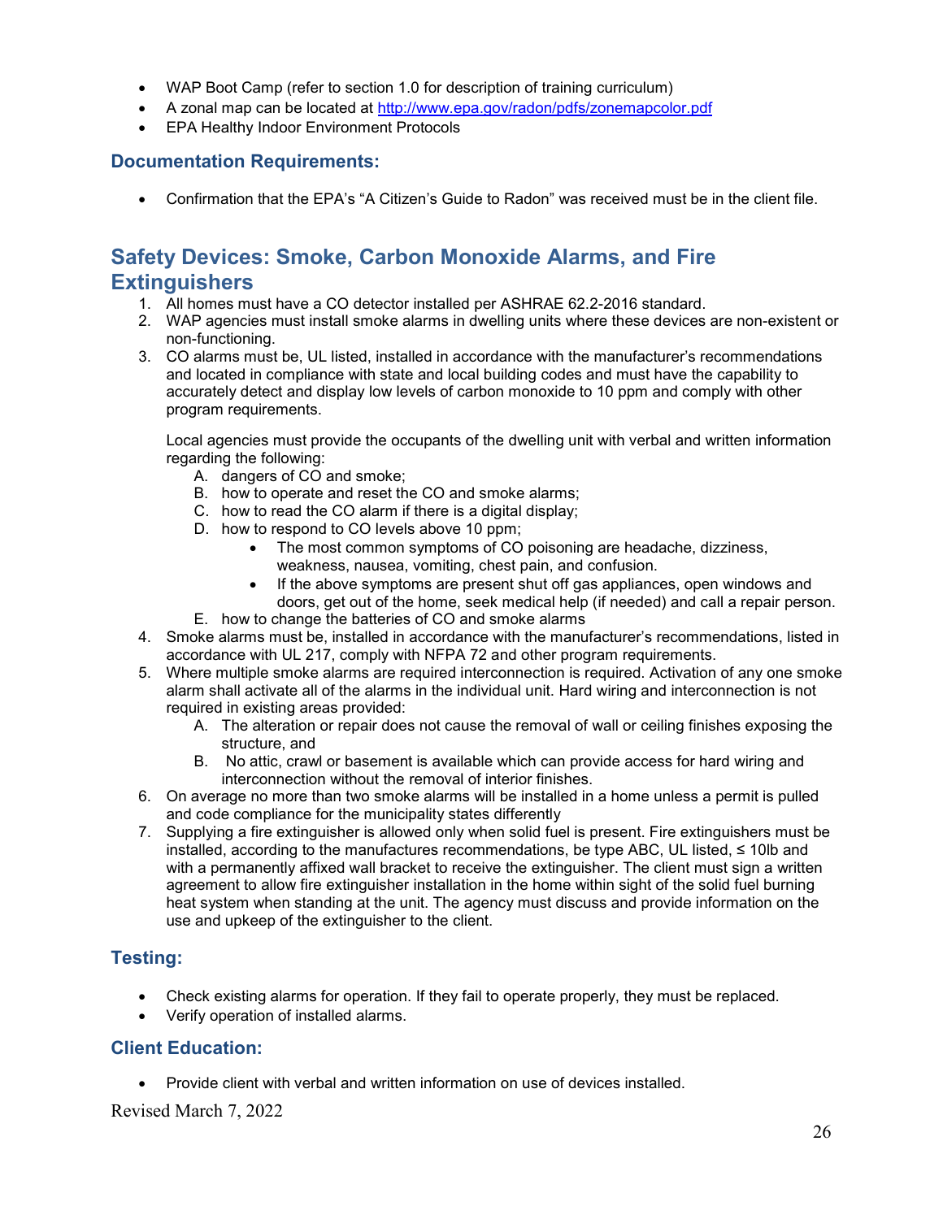- WAP Boot Camp (refer to section 1.0 for description of training curriculum)
- A zonal map can be located at http://www.epa.gov/radon/pdfs/zonemapcolor.pdf
- EPA Healthy Indoor Environment Protocols

### Documentation Requirements:

- Confirmation that the EPA's "A Citizen's Guide to Radon" was received must be in the client file.

## Safety Devices: Smoke, Carbon Monoxide Alarms, and Fire Extinguishers

1. All homes must have a CO detector installed per ASHRAE 62.2-2016 standard.
2. WAP agencies must install smoke alarms in dwelling units where these devices are non-existent or non-functioning.
3. CO alarms must be, UL listed, installed in accordance with the manufacturer's recommendations and located in compliance with state and local building codes and must have the capability to accurately detect and display low levels of carbon monoxide to 10 ppm and comply with other program requirements.

   Local agencies must provide the occupants of the dwelling unit with verbal and written information regarding the following:
   A. dangers of CO and smoke;
   B. how to operate and reset the CO and smoke alarms;
   C. how to read the CO alarm if there is a digital display;
   D. how to respond to CO levels above 10 ppm;
      - The most common symptoms of CO poisoning are headache, dizziness, weakness, nausea, vomiting, chest pain, and confusion.
      - If the above symptoms are present shut off gas appliances, open windows and doors, get out of the home, seek medical help (if needed) and call a repair person.

   E. how to change the batteries of CO and smoke alarms
4. Smoke alarms must be, installed in accordance with the manufacturer's recommendations, listed in accordance with UL 217, comply with NFPA 72 and other program requirements.
5. Where multiple smoke alarms are required interconnection is required. Activation of any one smoke alarm shall activate all of the alarms in the individual unit. Hard wiring and interconnection is not required in existing areas provided:
   A. The alteration or repair does not cause the removal of wall or ceiling finishes exposing the structure, and
   B. No attic, crawl or basement is available which can provide access for hard wiring and interconnection without the removal of interior finishes.
6. On average no more than two smoke alarms will be installed in a home unless a permit is pulled and code compliance for the municipality states differently
7. Supplying a fire extinguisher is allowed only when solid fuel is present. Fire extinguishers must be installed, according to the manufactures recommendations, be type ABC, UL listed, ≤ 10lb and with a permanently affixed wall bracket to receive the extinguisher. The client must sign a written agreement to allow fire extinguisher installation in the home within sight of the solid fuel burning heat system when standing at the unit. The agency must discuss and provide information on the use and upkeep of the extinguisher to the client.

### Testing:

- Check existing alarms for operation. If they fail to operate properly, they must be replaced.
- Verify operation of installed alarms.

### Client Education:

- Provide client with verbal and written information on use of devices installed.

Revised March 7, 2022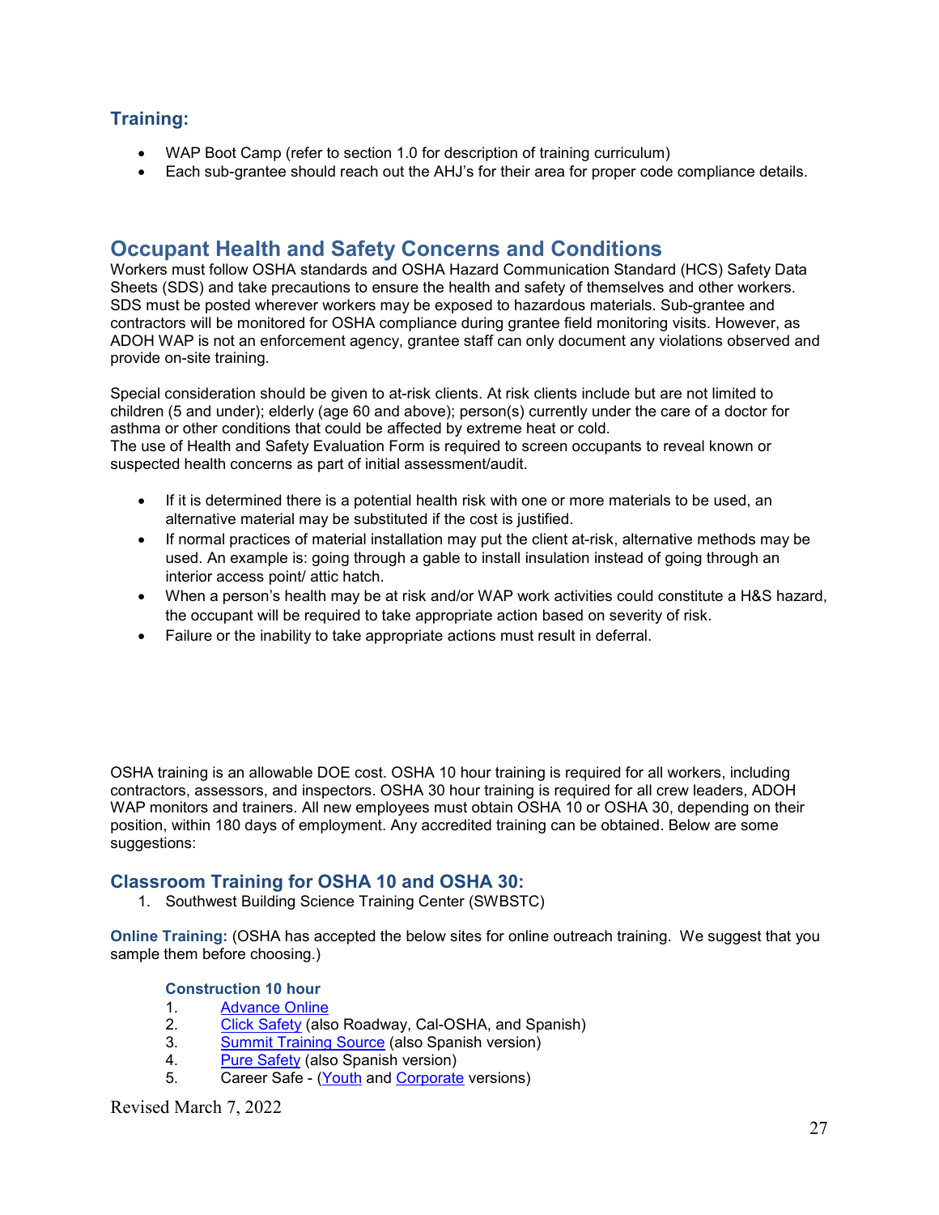## Training:

- WAP Boot Camp (refer to section 1.0 for description of training curriculum)
- Each sub-grantee should reach out the AHJ's for their area for proper code compliance details.

## Occupant Health and Safety Concerns and Conditions

Workers must follow OSHA standards and OSHA Hazard Communication Standard (HCS) Safety Data Sheets (SDS) and take precautions to ensure the health and safety of themselves and other workers. SDS must be posted wherever workers may be exposed to hazardous materials. Sub-grantee and contractors will be monitored for OSHA compliance during grantee field monitoring visits. However, as ADOH WAP is not an enforcement agency, grantee staff can only document any violations observed and provide on-site training.

Special consideration should be given to at-risk clients. At risk clients include but are not limited to children (5 and under); elderly (age 60 and above); person(s) currently under the care of a doctor for asthma or other conditions that could be affected by extreme heat or cold.
The use of Health and Safety Evaluation Form is required to screen occupants to reveal known or suspected health concerns as part of initial assessment/audit.

- If it is determined there is a potential health risk with one or more materials to be used, an alternative material may be substituted if the cost is justified.
- If normal practices of material installation may put the client at-risk, alternative methods may be used. An example is: going through a gable to install insulation instead of going through an interior access point/ attic hatch.
- When a person's health may be at risk and/or WAP work activities could constitute a H&S hazard, the occupant will be required to take appropriate action based on severity of risk.
- Failure or the inability to take appropriate actions must result in deferral.

OSHA training is an allowable DOE cost. OSHA 10 hour training is required for all workers, including contractors, assessors, and inspectors. OSHA 30 hour training is required for all crew leaders, ADOH WAP monitors and trainers. All new employees must obtain OSHA 10 or OSHA 30, depending on their position, within 180 days of employment. Any accredited training can be obtained. Below are some suggestions:

### Classroom Training for OSHA 10 and OSHA 30:

1. Southwest Building Science Training Center (SWBSTC)

**Online Training:** (OSHA has accepted the below sites for online outreach training. We suggest that you sample them before choosing.)

#### Construction 10 hour

1. Advance Online
2. Click Safety (also Roadway, Cal-OSHA, and Spanish)
3. Summit Training Source (also Spanish version)
4. Pure Safety (also Spanish version)
5. Career Safe - (Youth and Corporate versions)

Revised March 7, 2022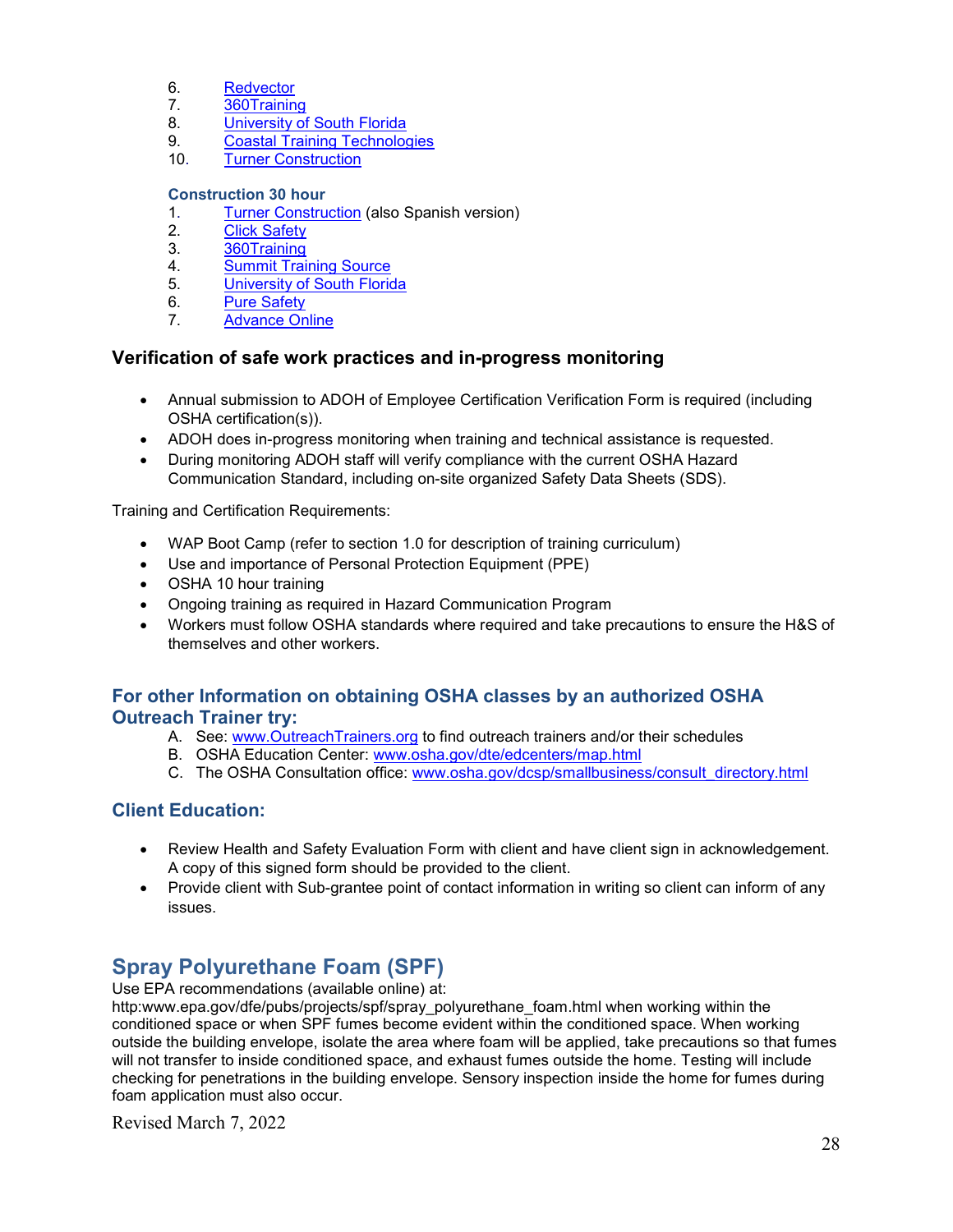6. Redvector
7. 360Training
8. University of South Florida
9. Coastal Training Technologies
10. Turner Construction

**Construction 30 hour**

1. Turner Construction (also Spanish version)
2. Click Safety
3. 360Training
4. Summit Training Source
5. University of South Florida
6. Pure Safety
7. Advance Online

### Verification of safe work practices and in-progress monitoring

- Annual submission to ADOH of Employee Certification Verification Form is required (including OSHA certification(s)).
- ADOH does in-progress monitoring when training and technical assistance is requested.
- During monitoring ADOH staff will verify compliance with the current OSHA Hazard Communication Standard, including on-site organized Safety Data Sheets (SDS).

Training and Certification Requirements:

- WAP Boot Camp (refer to section 1.0 for description of training curriculum)
- Use and importance of Personal Protection Equipment (PPE)
- OSHA 10 hour training
- Ongoing training as required in Hazard Communication Program
- Workers must follow OSHA standards where required and take precautions to ensure the H&S of themselves and other workers.

### For other Information on obtaining OSHA classes by an authorized OSHA Outreach Trainer try:

A. See: www.OutreachTrainers.org to find outreach trainers and/or their schedules
B. OSHA Education Center: www.osha.gov/dte/edcenters/map.html
C. The OSHA Consultation office: www.osha.gov/dcsp/smallbusiness/consult_directory.html

### Client Education:

- Review Health and Safety Evaluation Form with client and have client sign in acknowledgement. A copy of this signed form should be provided to the client.
- Provide client with Sub-grantee point of contact information in writing so client can inform of any issues.

## Spray Polyurethane Foam (SPF)

Use EPA recommendations (available online) at: http:www.epa.gov/dfe/pubs/projects/spf/spray_polyurethane_foam.html when working within the conditioned space or when SPF fumes become evident within the conditioned space. When working outside the building envelope, isolate the area where foam will be applied, take precautions so that fumes will not transfer to inside conditioned space, and exhaust fumes outside the home. Testing will include checking for penetrations in the building envelope. Sensory inspection inside the home for fumes during foam application must also occur.

Revised March 7, 2022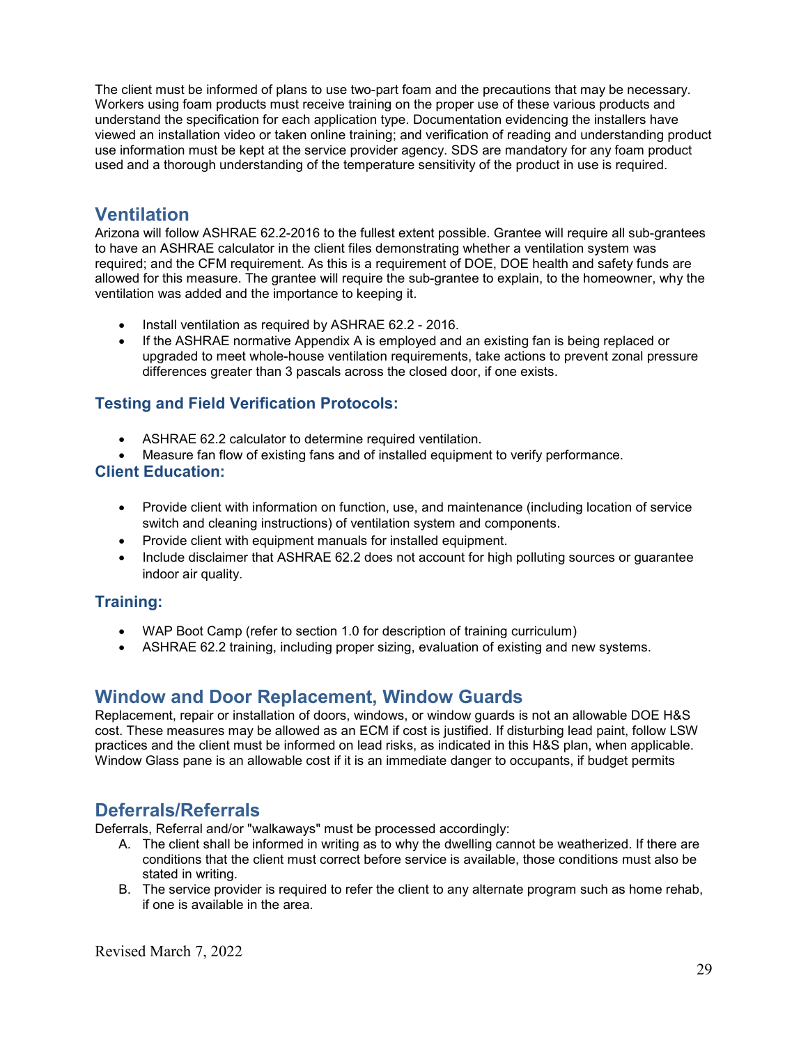The client must be informed of plans to use two-part foam and the precautions that may be necessary. Workers using foam products must receive training on the proper use of these various products and understand the specification for each application type. Documentation evidencing the installers have viewed an installation video or taken online training; and verification of reading and understanding product use information must be kept at the service provider agency. SDS are mandatory for any foam product used and a thorough understanding of the temperature sensitivity of the product in use is required.

## Ventilation

Arizona will follow ASHRAE 62.2-2016 to the fullest extent possible. Grantee will require all sub-grantees to have an ASHRAE calculator in the client files demonstrating whether a ventilation system was required; and the CFM requirement. As this is a requirement of DOE, DOE health and safety funds are allowed for this measure. The grantee will require the sub-grantee to explain, to the homeowner, why the ventilation was added and the importance to keeping it.

- Install ventilation as required by ASHRAE 62.2 - 2016.
- If the ASHRAE normative Appendix A is employed and an existing fan is being replaced or upgraded to meet whole-house ventilation requirements, take actions to prevent zonal pressure differences greater than 3 pascals across the closed door, if one exists.

### Testing and Field Verification Protocols:

- ASHRAE 62.2 calculator to determine required ventilation.
- Measure fan flow of existing fans and of installed equipment to verify performance.

### Client Education:

- Provide client with information on function, use, and maintenance (including location of service switch and cleaning instructions) of ventilation system and components.
- Provide client with equipment manuals for installed equipment.
- Include disclaimer that ASHRAE 62.2 does not account for high polluting sources or guarantee indoor air quality.

### Training:

- WAP Boot Camp (refer to section 1.0 for description of training curriculum)
- ASHRAE 62.2 training, including proper sizing, evaluation of existing and new systems.

## Window and Door Replacement, Window Guards

Replacement, repair or installation of doors, windows, or window guards is not an allowable DOE H&S cost. These measures may be allowed as an ECM if cost is justified. If disturbing lead paint, follow LSW practices and the client must be informed on lead risks, as indicated in this H&S plan, when applicable. Window Glass pane is an allowable cost if it is an immediate danger to occupants, if budget permits

## Deferrals/Referrals

Deferrals, Referral and/or "walkaways" must be processed accordingly:

A. The client shall be informed in writing as to why the dwelling cannot be weatherized. If there are conditions that the client must correct before service is available, those conditions must also be stated in writing.

B. The service provider is required to refer the client to any alternate program such as home rehab, if one is available in the area.

Revised March 7, 2022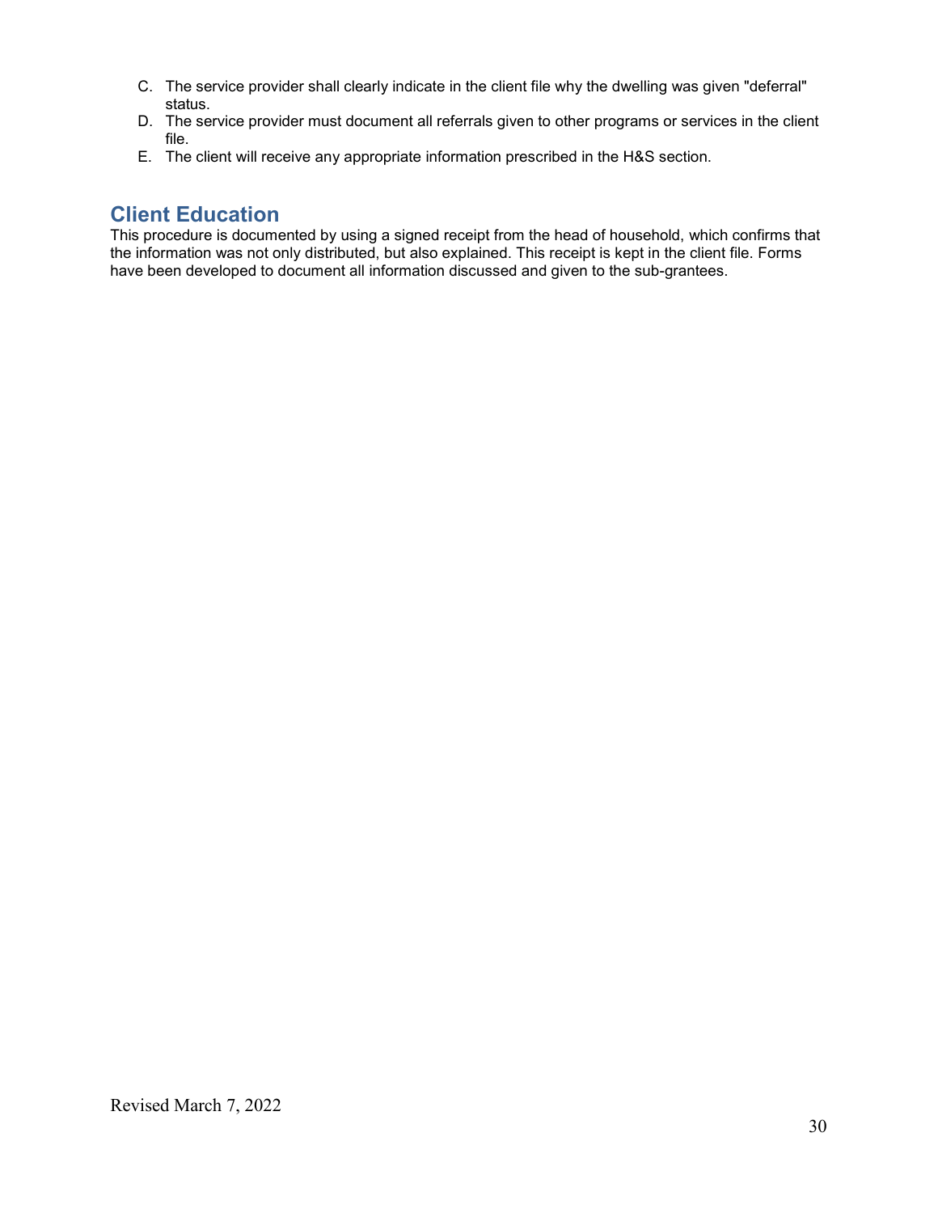C. The service provider shall clearly indicate in the client file why the dwelling was given "deferral" status.
D. The service provider must document all referrals given to other programs or services in the client file.
E. The client will receive any appropriate information prescribed in the H&S section.

## Client Education

This procedure is documented by using a signed receipt from the head of household, which confirms that the information was not only distributed, but also explained. This receipt is kept in the client file. Forms have been developed to document all information discussed and given to the sub-grantees.